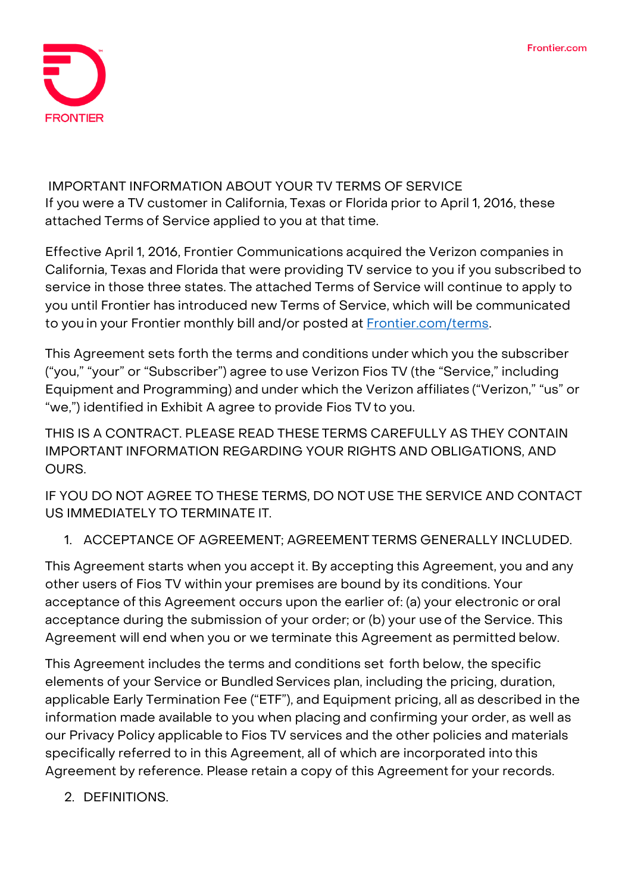FRONTIER

Frontier.com

# IMPORTANT INFORMATION ABOUT YOUR TV TERMS OF SERVICE

If you were a TV customer in California, Texas or Florida prior to April 1, 2016, these attached Terms of Service applied to you at that time.

Effective April 1, 2016, Frontier Communications acquired the Verizon companies in California, Texas and Florida that were providing TV service to you if you subscribed to service in those three states. The attached Terms of Service will continue to apply to you until Frontier has introduced new Terms of Service, which will be communicated to you in your Frontier monthly bill and/or posted at [Frontier.com/terms](Frontier.com/terms).

This Agreement sets forth the terms and conditions under which you the subscriber ("you," "your" or "Subscriber") agree to use Verizon Fios TV (the "Service," including Equipment and Programming) and under which the Verizon affiliates ("Verizon," "us" or "we,") identified in Exhibit A agree to provide Fios TV to you.

THIS IS A CONTRACT. PLEASE READ THESE TERMS CAREFULLY AS THEY CONTAIN IMPORTANT INFORMATION REGARDING YOUR RIGHTS AND OBLIGATIONS, AND OURS.

IF YOU DO NOT AGREE TO THESE TERMS, DO NOT USE THE SERVICE AND CONTACT US IMMEDIATELY TO TERMINATE IT.

1. ACCEPTANCE OF AGREEMENT; AGREEMENT TERMS GENERALLY INCLUDED.

This Agreement starts when you accept it. By accepting this Agreement, you and any other users of Fios TV within your premises are bound by its conditions. Your acceptance of this Agreement occurs upon the earlier of: (a) your electronic or oral acceptance during the submission of your order; or (b) your use of the Service. This Agreement will end when you or we terminate this Agreement as permitted below.

This Agreement includes the terms and conditions set forth below, the specific elements of your Service or Bundled Services plan, including the pricing, duration, applicable Early Termination Fee ("ETF"), and Equipment pricing, all as described in the information made available to you when placing and confirming your order, as well as our Privacy Policy applicable to Fios TV services and the other policies and materials specifically referred to in this Agreement, all of which are incorporated into this Agreement by reference. Please retain a copy of this Agreement for your records.

2. DEFINITIONS.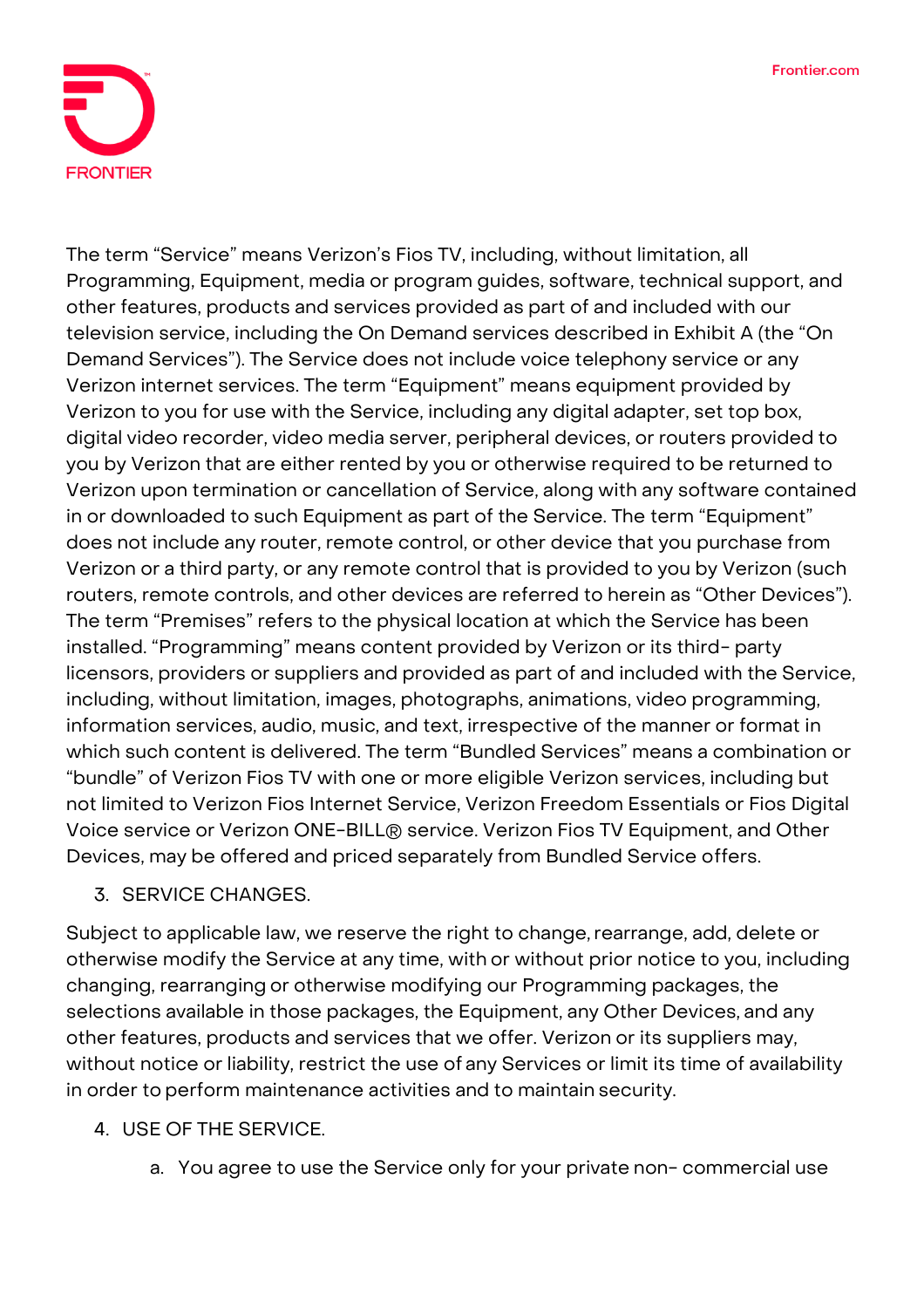The term "Service" means Verizon's Fios TV, including, without limitation, all Programming, Equipment, media or program guides, software, technical support, and other features, products and services provided as part of and included with our television service, including the On Demand services described in Exhibit A (the "On Demand Services"). The Service does not include voice telephony service or any Verizon internet services. The term "Equipment" means equipment provided by Verizon to you for use with the Service, including any digital adapter, set top box, digital video recorder, video media server, peripheral devices, or routers provided to you by Verizon that are either rented by you or otherwise required to be returned to Verizon upon termination or cancellation of Service, along with any software contained in or downloaded to such Equipment as part of the Service. The term "Equipment" does not include any router, remote control, or other device that you purchase from Verizon or a third party, or any remote control that is provided to you by Verizon (such routers, remote controls, and other devices are referred to herein as "Other Devices"). The term "Premises" refers to the physical location at which the Service has been installed. "Programming" means content provided by Verizon or its third- party licensors, providers or suppliers and provided as part of and included with the Service, including, without limitation, images, photographs, animations, video programming, information services, audio, music, and text, irrespective of the manner or format in which such content is delivered. The term "Bundled Services" means a combination or "bundle" of Verizon Fios TV with one or more eligible Verizon services, including but not limited to Verizon Fios Internet Service, Verizon Freedom Essentials or Fios Digital Voice service or Verizon ONE-BILL® service. Verizon Fios TV Equipment, and Other Devices, may be offered and priced separately from Bundled Service offers.

3. SERVICE CHANGES.

Subject to applicable law, we reserve the right to change, rearrange, add, delete or otherwise modify the Service at any time, with or without prior notice to you, including changing, rearranging or otherwise modifying our Programming packages, the selections available in those packages, the Equipment, any Other Devices, and any other features, products and services that we offer. Verizon or its suppliers may, without notice or liability, restrict the use of any Services or limit its time of availability in order to perform maintenance activities and to maintain security.

4. USE OF THE SERVICE.

   a. You agree to use the Service only for your private non- commercial use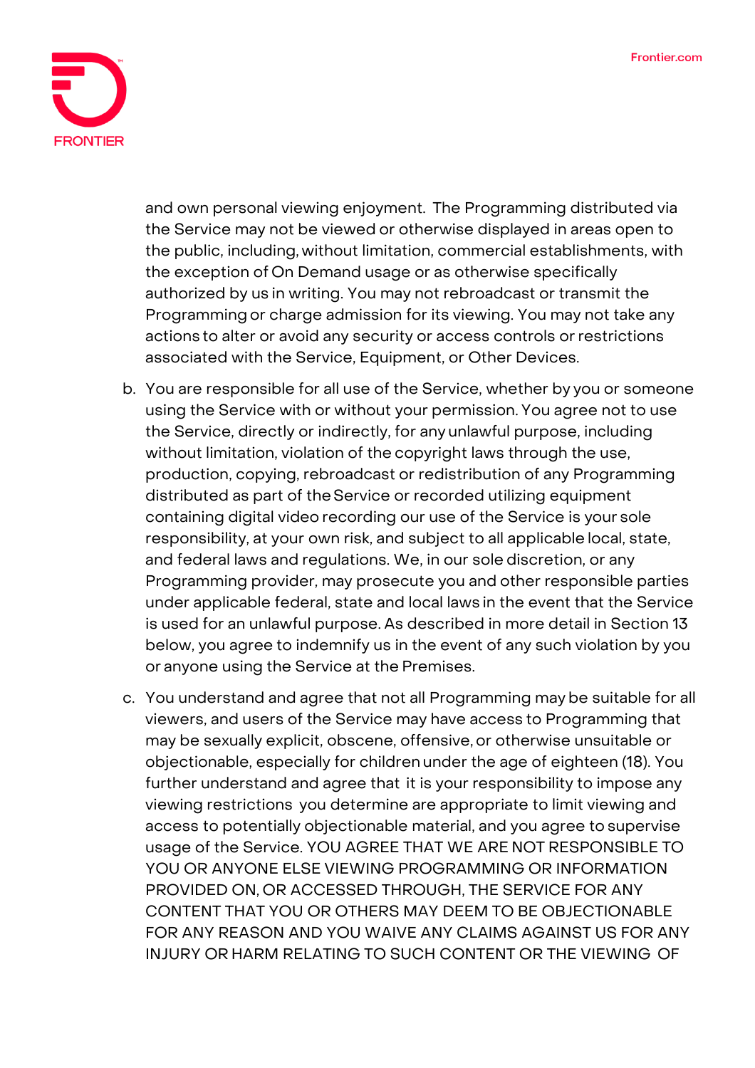and own personal viewing enjoyment. The Programming distributed via the Service may not be viewed or otherwise displayed in areas open to the public, including, without limitation, commercial establishments, with the exception of On Demand usage or as otherwise specifically authorized by us in writing. You may not rebroadcast or transmit the Programming or charge admission for its viewing. You may not take any actions to alter or avoid any security or access controls or restrictions associated with the Service, Equipment, or Other Devices.

b. You are responsible for all use of the Service, whether by you or someone using the Service with or without your permission. You agree not to use the Service, directly or indirectly, for any unlawful purpose, including without limitation, violation of the copyright laws through the use, production, copying, rebroadcast or redistribution of any Programming distributed as part of the Service or recorded utilizing equipment containing digital video recording our use of the Service is your sole responsibility, at your own risk, and subject to all applicable local, state, and federal laws and regulations. We, in our sole discretion, or any Programming provider, may prosecute you and other responsible parties under applicable federal, state and local laws in the event that the Service is used for an unlawful purpose. As described in more detail in Section 13 below, you agree to indemnify us in the event of any such violation by you or anyone using the Service at the Premises.

c. You understand and agree that not all Programming may be suitable for all viewers, and users of the Service may have access to Programming that may be sexually explicit, obscene, offensive, or otherwise unsuitable or objectionable, especially for children under the age of eighteen (18). You further understand and agree that it is your responsibility to impose any viewing restrictions you determine are appropriate to limit viewing and access to potentially objectionable material, and you agree to supervise usage of the Service. YOU AGREE THAT WE ARE NOT RESPONSIBLE TO YOU OR ANYONE ELSE VIEWING PROGRAMMING OR INFORMATION PROVIDED ON, OR ACCESSED THROUGH, THE SERVICE FOR ANY CONTENT THAT YOU OR OTHERS MAY DEEM TO BE OBJECTIONABLE FOR ANY REASON AND YOU WAIVE ANY CLAIMS AGAINST US FOR ANY INJURY OR HARM RELATING TO SUCH CONTENT OR THE VIEWING OF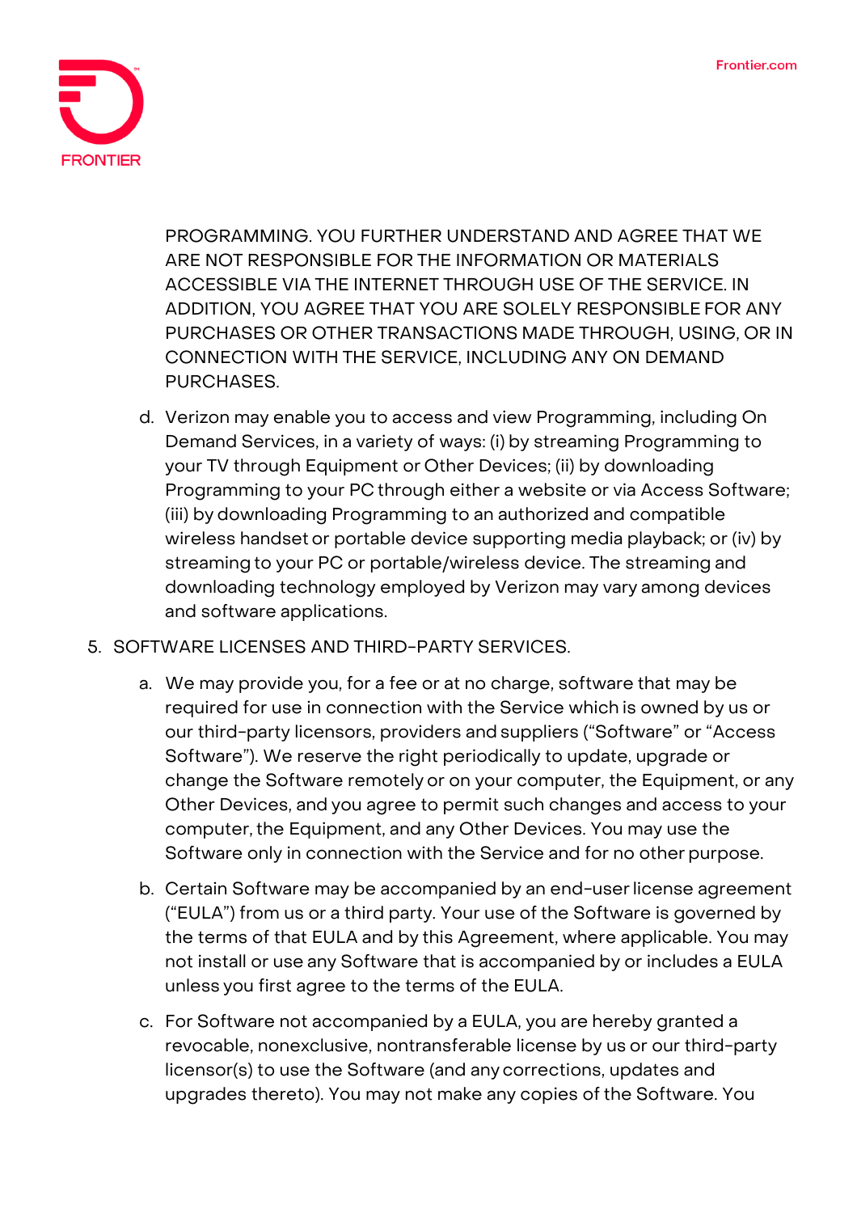PROGRAMMING. YOU FURTHER UNDERSTAND AND AGREE THAT WE ARE NOT RESPONSIBLE FOR THE INFORMATION OR MATERIALS ACCESSIBLE VIA THE INTERNET THROUGH USE OF THE SERVICE. IN ADDITION, YOU AGREE THAT YOU ARE SOLELY RESPONSIBLE FOR ANY PURCHASES OR OTHER TRANSACTIONS MADE THROUGH, USING, OR IN CONNECTION WITH THE SERVICE, INCLUDING ANY ON DEMAND PURCHASES.

d. Verizon may enable you to access and view Programming, including On Demand Services, in a variety of ways: (i) by streaming Programming to your TV through Equipment or Other Devices; (ii) by downloading Programming to your PC through either a website or via Access Software; (iii) by downloading Programming to an authorized and compatible wireless handset or portable device supporting media playback; or (iv) by streaming to your PC or portable/wireless device. The streaming and downloading technology employed by Verizon may vary among devices and software applications.

5. SOFTWARE LICENSES AND THIRD-PARTY SERVICES.

   a. We may provide you, for a fee or at no charge, software that may be required for use in connection with the Service which is owned by us or our third-party licensors, providers and suppliers ("Software" or "Access Software"). We reserve the right periodically to update, upgrade or change the Software remotely or on your computer, the Equipment, or any Other Devices, and you agree to permit such changes and access to your computer, the Equipment, and any Other Devices. You may use the Software only in connection with the Service and for no other purpose.

   b. Certain Software may be accompanied by an end-user license agreement ("EULA") from us or a third party. Your use of the Software is governed by the terms of that EULA and by this Agreement, where applicable. You may not install or use any Software that is accompanied by or includes a EULA unless you first agree to the terms of the EULA.

   c. For Software not accompanied by a EULA, you are hereby granted a revocable, nonexclusive, nontransferable license by us or our third-party licensor(s) to use the Software (and any corrections, updates and upgrades thereto). You may not make any copies of the Software. You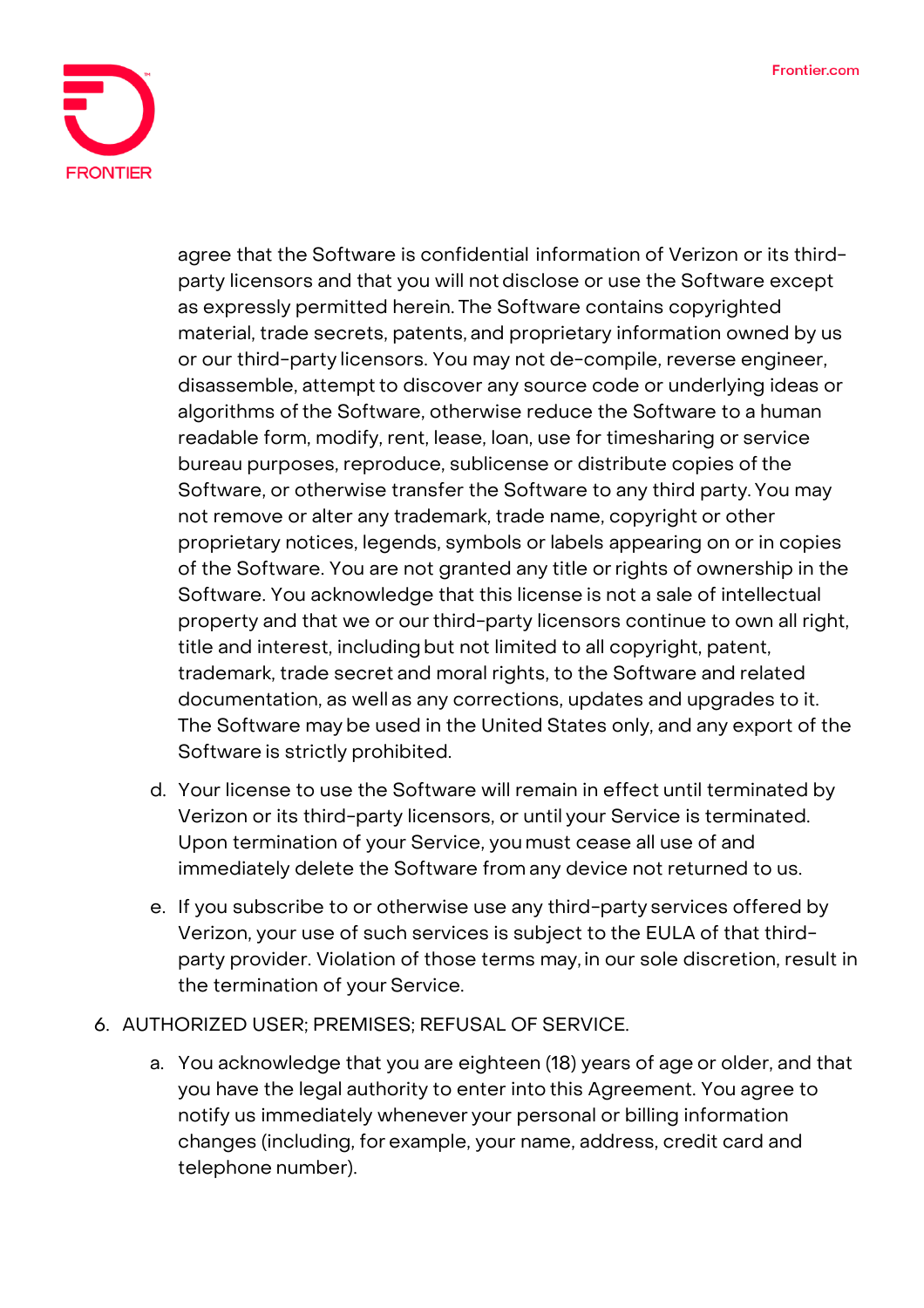agree that the Software is confidential information of Verizon or its third-party licensors and that you will not disclose or use the Software except as expressly permitted herein. The Software contains copyrighted material, trade secrets, patents, and proprietary information owned by us or our third-party licensors. You may not de-compile, reverse engineer, disassemble, attempt to discover any source code or underlying ideas or algorithms of the Software, otherwise reduce the Software to a human readable form, modify, rent, lease, loan, use for timesharing or service bureau purposes, reproduce, sublicense or distribute copies of the Software, or otherwise transfer the Software to any third party. You may not remove or alter any trademark, trade name, copyright or other proprietary notices, legends, symbols or labels appearing on or in copies of the Software. You are not granted any title or rights of ownership in the Software. You acknowledge that this license is not a sale of intellectual property and that we or our third-party licensors continue to own all right, title and interest, including but not limited to all copyright, patent, trademark, trade secret and moral rights, to the Software and related documentation, as well as any corrections, updates and upgrades to it. The Software may be used in the United States only, and any export of the Software is strictly prohibited.

d. Your license to use the Software will remain in effect until terminated by Verizon or its third-party licensors, or until your Service is terminated. Upon termination of your Service, you must cease all use of and immediately delete the Software from any device not returned to us.

e. If you subscribe to or otherwise use any third-party services offered by Verizon, your use of such services is subject to the EULA of that third-party provider. Violation of those terms may, in our sole discretion, result in the termination of your Service.

6. AUTHORIZED USER; PREMISES; REFUSAL OF SERVICE.

    a. You acknowledge that you are eighteen (18) years of age or older, and that you have the legal authority to enter into this Agreement. You agree to notify us immediately whenever your personal or billing information changes (including, for example, your name, address, credit card and telephone number).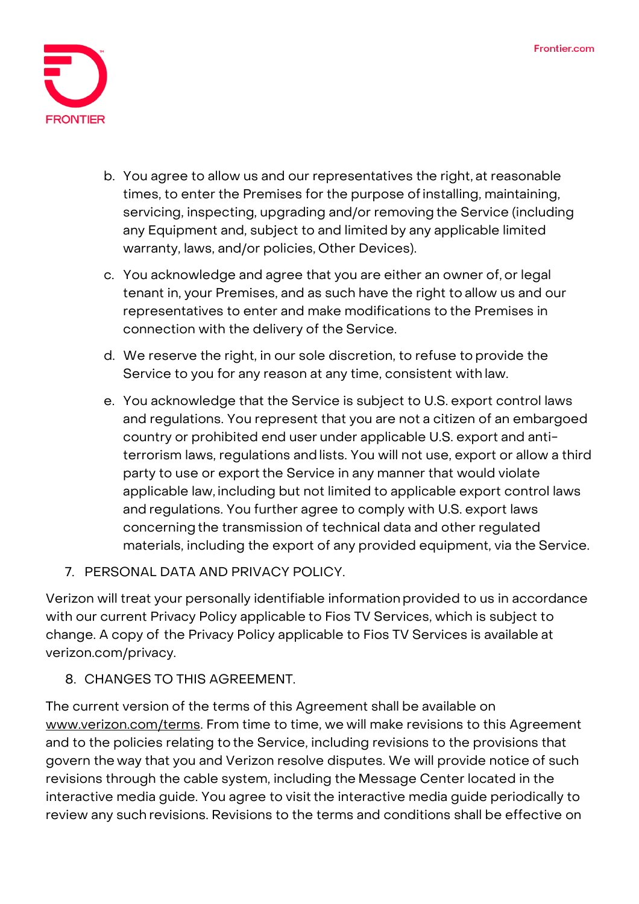b. You agree to allow us and our representatives the right, at reasonable times, to enter the Premises for the purpose of installing, maintaining, servicing, inspecting, upgrading and/or removing the Service (including any Equipment and, subject to and limited by any applicable limited warranty, laws, and/or policies, Other Devices).

c. You acknowledge and agree that you are either an owner of, or legal tenant in, your Premises, and as such have the right to allow us and our representatives to enter and make modifications to the Premises in connection with the delivery of the Service.

d. We reserve the right, in our sole discretion, to refuse to provide the Service to you for any reason at any time, consistent with law.

e. You acknowledge that the Service is subject to U.S. export control laws and regulations. You represent that you are not a citizen of an embargoed country or prohibited end user under applicable U.S. export and anti-terrorism laws, regulations and lists. You will not use, export or allow a third party to use or export the Service in any manner that would violate applicable law, including but not limited to applicable export control laws and regulations. You further agree to comply with U.S. export laws concerning the transmission of technical data and other regulated materials, including the export of any provided equipment, via the Service.

7. PERSONAL DATA AND PRIVACY POLICY.

Verizon will treat your personally identifiable information provided to us in accordance with our current Privacy Policy applicable to Fios TV Services, which is subject to change. A copy of the Privacy Policy applicable to Fios TV Services is available at verizon.com/privacy.

8. CHANGES TO THIS AGREEMENT.

The current version of the terms of this Agreement shall be available on www.verizon.com/terms. From time to time, we will make revisions to this Agreement and to the policies relating to the Service, including revisions to the provisions that govern the way that you and Verizon resolve disputes. We will provide notice of such revisions through the cable system, including the Message Center located in the interactive media guide. You agree to visit the interactive media guide periodically to review any such revisions. Revisions to the terms and conditions shall be effective on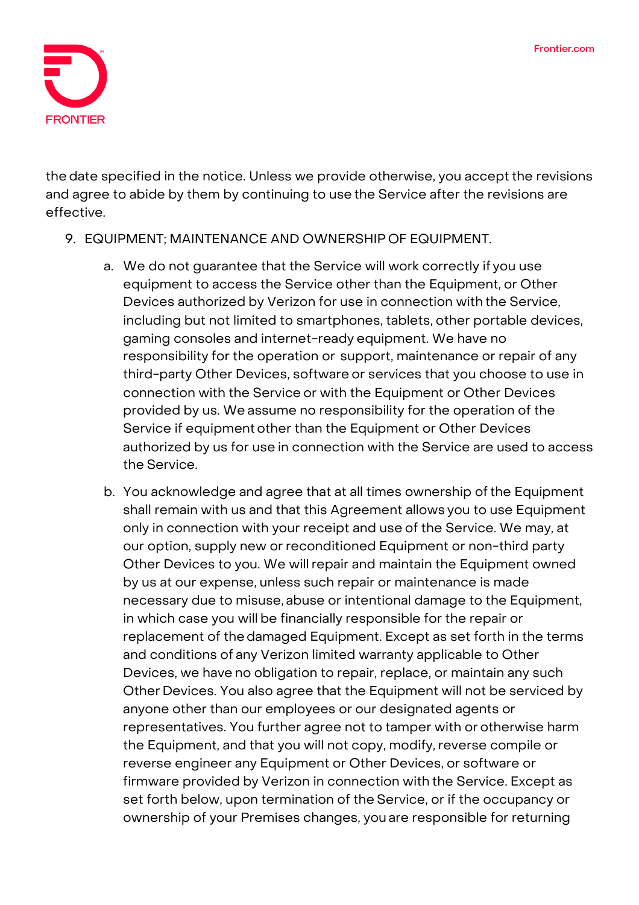the date specified in the notice. Unless we provide otherwise, you accept the revisions and agree to abide by them by continuing to use the Service after the revisions are effective.

9. EQUIPMENT; MAINTENANCE AND OWNERSHIP OF EQUIPMENT.

    a. We do not guarantee that the Service will work correctly if you use equipment to access the Service other than the Equipment, or Other Devices authorized by Verizon for use in connection with the Service, including but not limited to smartphones, tablets, other portable devices, gaming consoles and internet-ready equipment. We have no responsibility for the operation or support, maintenance or repair of any third-party Other Devices, software or services that you choose to use in connection with the Service or with the Equipment or Other Devices provided by us. We assume no responsibility for the operation of the Service if equipment other than the Equipment or Other Devices authorized by us for use in connection with the Service are used to access the Service.

    b. You acknowledge and agree that at all times ownership of the Equipment shall remain with us and that this Agreement allows you to use Equipment only in connection with your receipt and use of the Service. We may, at our option, supply new or reconditioned Equipment or non-third party Other Devices to you. We will repair and maintain the Equipment owned by us at our expense, unless such repair or maintenance is made necessary due to misuse, abuse or intentional damage to the Equipment, in which case you will be financially responsible for the repair or replacement of the damaged Equipment. Except as set forth in the terms and conditions of any Verizon limited warranty applicable to Other Devices, we have no obligation to repair, replace, or maintain any such Other Devices. You also agree that the Equipment will not be serviced by anyone other than our employees or our designated agents or representatives. You further agree not to tamper with or otherwise harm the Equipment, and that you will not copy, modify, reverse compile or reverse engineer any Equipment or Other Devices, or software or firmware provided by Verizon in connection with the Service. Except as set forth below, upon termination of the Service, or if the occupancy or ownership of your Premises changes, you are responsible for returning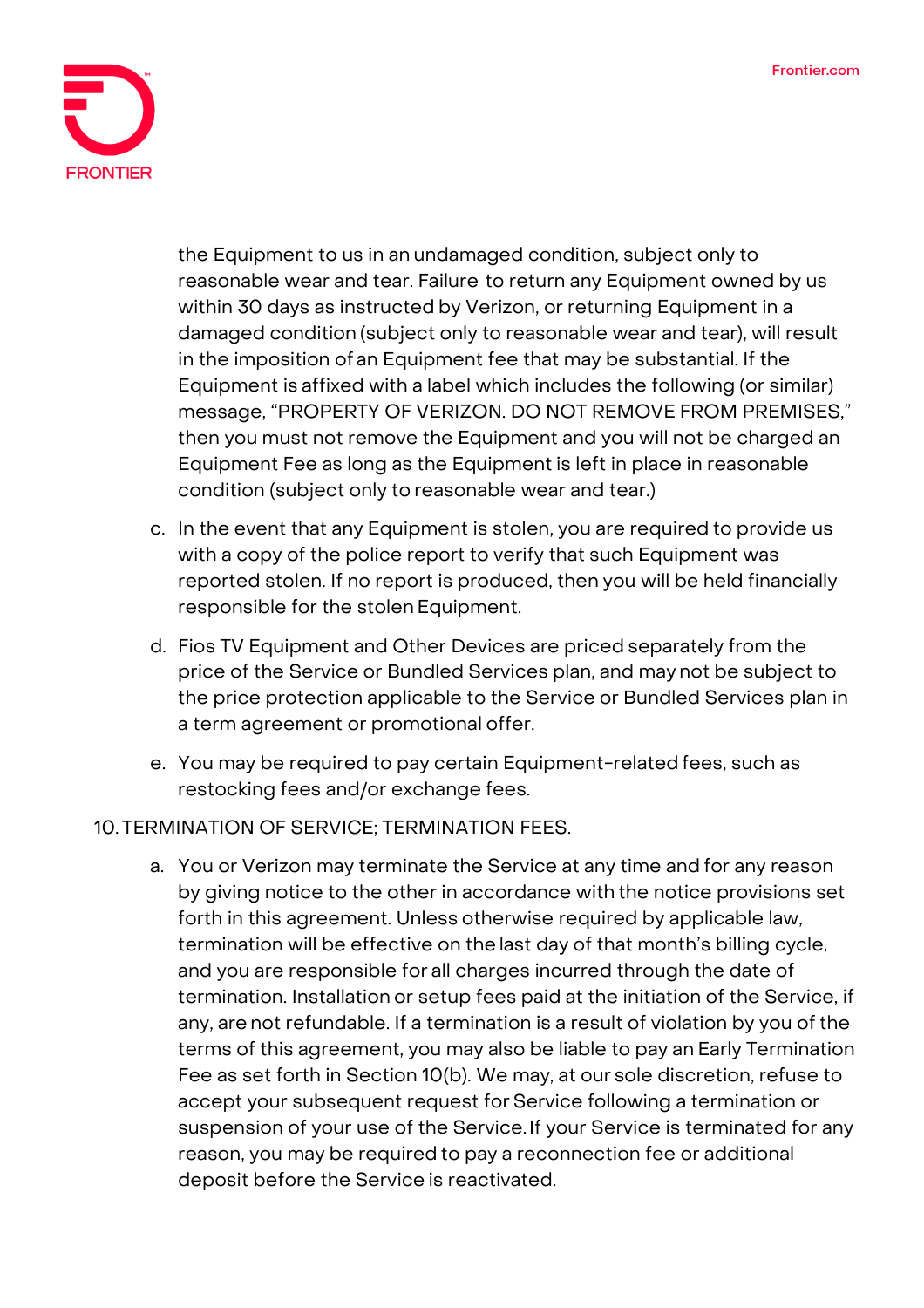the Equipment to us in an undamaged condition, subject only to reasonable wear and tear. Failure to return any Equipment owned by us within 30 days as instructed by Verizon, or returning Equipment in a damaged condition (subject only to reasonable wear and tear), will result in the imposition of an Equipment fee that may be substantial. If the Equipment is affixed with a label which includes the following (or similar) message, "PROPERTY OF VERIZON. DO NOT REMOVE FROM PREMISES," then you must not remove the Equipment and you will not be charged an Equipment Fee as long as the Equipment is left in place in reasonable condition (subject only to reasonable wear and tear.)

c. In the event that any Equipment is stolen, you are required to provide us with a copy of the police report to verify that such Equipment was reported stolen. If no report is produced, then you will be held financially responsible for the stolen Equipment.

d. Fios TV Equipment and Other Devices are priced separately from the price of the Service or Bundled Services plan, and may not be subject to the price protection applicable to the Service or Bundled Services plan in a term agreement or promotional offer.

e. You may be required to pay certain Equipment-related fees, such as restocking fees and/or exchange fees.

10. TERMINATION OF SERVICE; TERMINATION FEES.

a. You or Verizon may terminate the Service at any time and for any reason by giving notice to the other in accordance with the notice provisions set forth in this agreement. Unless otherwise required by applicable law, termination will be effective on the last day of that month's billing cycle, and you are responsible for all charges incurred through the date of termination. Installation or setup fees paid at the initiation of the Service, if any, are not refundable. If a termination is a result of violation by you of the terms of this agreement, you may also be liable to pay an Early Termination Fee as set forth in Section 10(b). We may, at our sole discretion, refuse to accept your subsequent request for Service following a termination or suspension of your use of the Service. If your Service is terminated for any reason, you may be required to pay a reconnection fee or additional deposit before the Service is reactivated.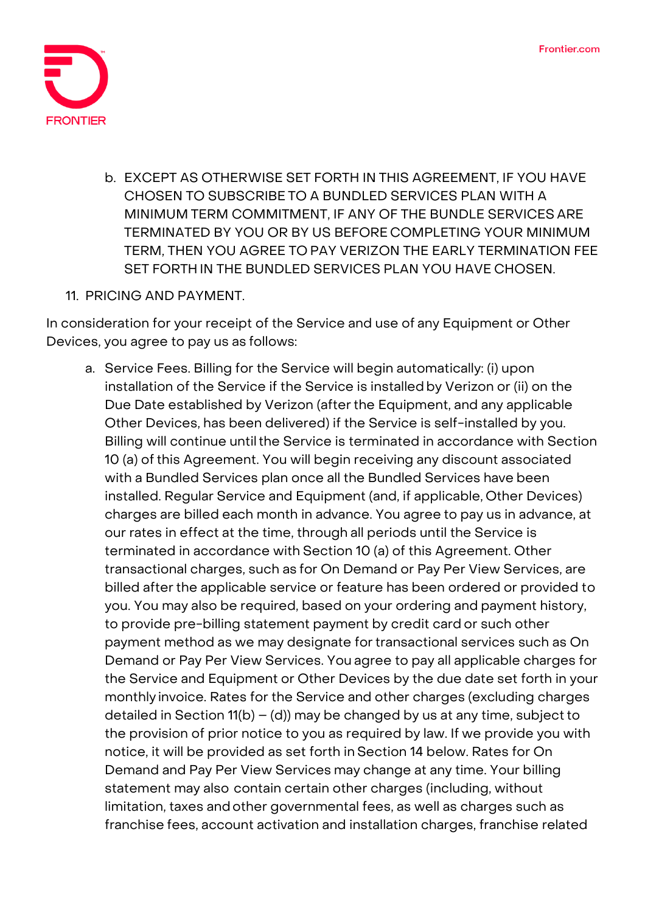b. EXCEPT AS OTHERWISE SET FORTH IN THIS AGREEMENT, IF YOU HAVE CHOSEN TO SUBSCRIBE TO A BUNDLED SERVICES PLAN WITH A MINIMUM TERM COMMITMENT, IF ANY OF THE BUNDLE SERVICES ARE TERMINATED BY YOU OR BY US BEFORE COMPLETING YOUR MINIMUM TERM, THEN YOU AGREE TO PAY VERIZON THE EARLY TERMINATION FEE SET FORTH IN THE BUNDLED SERVICES PLAN YOU HAVE CHOSEN.

11. PRICING AND PAYMENT.

In consideration for your receipt of the Service and use of any Equipment or Other Devices, you agree to pay us as follows:

a. Service Fees. Billing for the Service will begin automatically: (i) upon installation of the Service if the Service is installed by Verizon or (ii) on the Due Date established by Verizon (after the Equipment, and any applicable Other Devices, has been delivered) if the Service is self-installed by you. Billing will continue until the Service is terminated in accordance with Section 10 (a) of this Agreement. You will begin receiving any discount associated with a Bundled Services plan once all the Bundled Services have been installed. Regular Service and Equipment (and, if applicable, Other Devices) charges are billed each month in advance. You agree to pay us in advance, at our rates in effect at the time, through all periods until the Service is terminated in accordance with Section 10 (a) of this Agreement. Other transactional charges, such as for On Demand or Pay Per View Services, are billed after the applicable service or feature has been ordered or provided to you. You may also be required, based on your ordering and payment history, to provide pre-billing statement payment by credit card or such other payment method as we may designate for transactional services such as On Demand or Pay Per View Services. You agree to pay all applicable charges for the Service and Equipment or Other Devices by the due date set forth in your monthly invoice. Rates for the Service and other charges (excluding charges detailed in Section 11(b) – (d)) may be changed by us at any time, subject to the provision of prior notice to you as required by law. If we provide you with notice, it will be provided as set forth in Section 14 below. Rates for On Demand and Pay Per View Services may change at any time. Your billing statement may also contain certain other charges (including, without limitation, taxes and other governmental fees, as well as charges such as franchise fees, account activation and installation charges, franchise related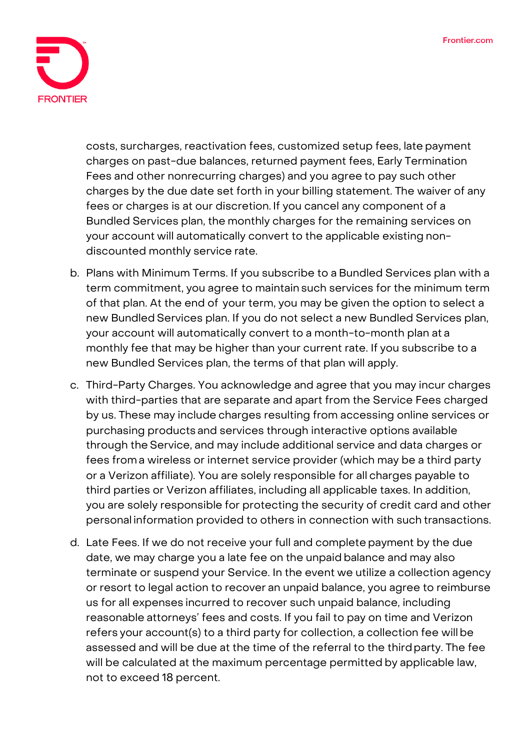costs, surcharges, reactivation fees, customized setup fees, late payment charges on past-due balances, returned payment fees, Early Termination Fees and other nonrecurring charges) and you agree to pay such other charges by the due date set forth in your billing statement. The waiver of any fees or charges is at our discretion. If you cancel any component of a Bundled Services plan, the monthly charges for the remaining services on your account will automatically convert to the applicable existing non-discounted monthly service rate.

b. Plans with Minimum Terms. If you subscribe to a Bundled Services plan with a term commitment, you agree to maintain such services for the minimum term of that plan. At the end of your term, you may be given the option to select a new Bundled Services plan. If you do not select a new Bundled Services plan, your account will automatically convert to a month-to-month plan at a monthly fee that may be higher than your current rate. If you subscribe to a new Bundled Services plan, the terms of that plan will apply.

c. Third-Party Charges. You acknowledge and agree that you may incur charges with third-parties that are separate and apart from the Service Fees charged by us. These may include charges resulting from accessing online services or purchasing products and services through interactive options available through the Service, and may include additional service and data charges or fees from a wireless or internet service provider (which may be a third party or a Verizon affiliate). You are solely responsible for all charges payable to third parties or Verizon affiliates, including all applicable taxes. In addition, you are solely responsible for protecting the security of credit card and other personal information provided to others in connection with such transactions.

d. Late Fees. If we do not receive your full and complete payment by the due date, we may charge you a late fee on the unpaid balance and may also terminate or suspend your Service. In the event we utilize a collection agency or resort to legal action to recover an unpaid balance, you agree to reimburse us for all expenses incurred to recover such unpaid balance, including reasonable attorneys' fees and costs. If you fail to pay on time and Verizon refers your account(s) to a third party for collection, a collection fee will be assessed and will be due at the time of the referral to the third party. The fee will be calculated at the maximum percentage permitted by applicable law, not to exceed 18 percent.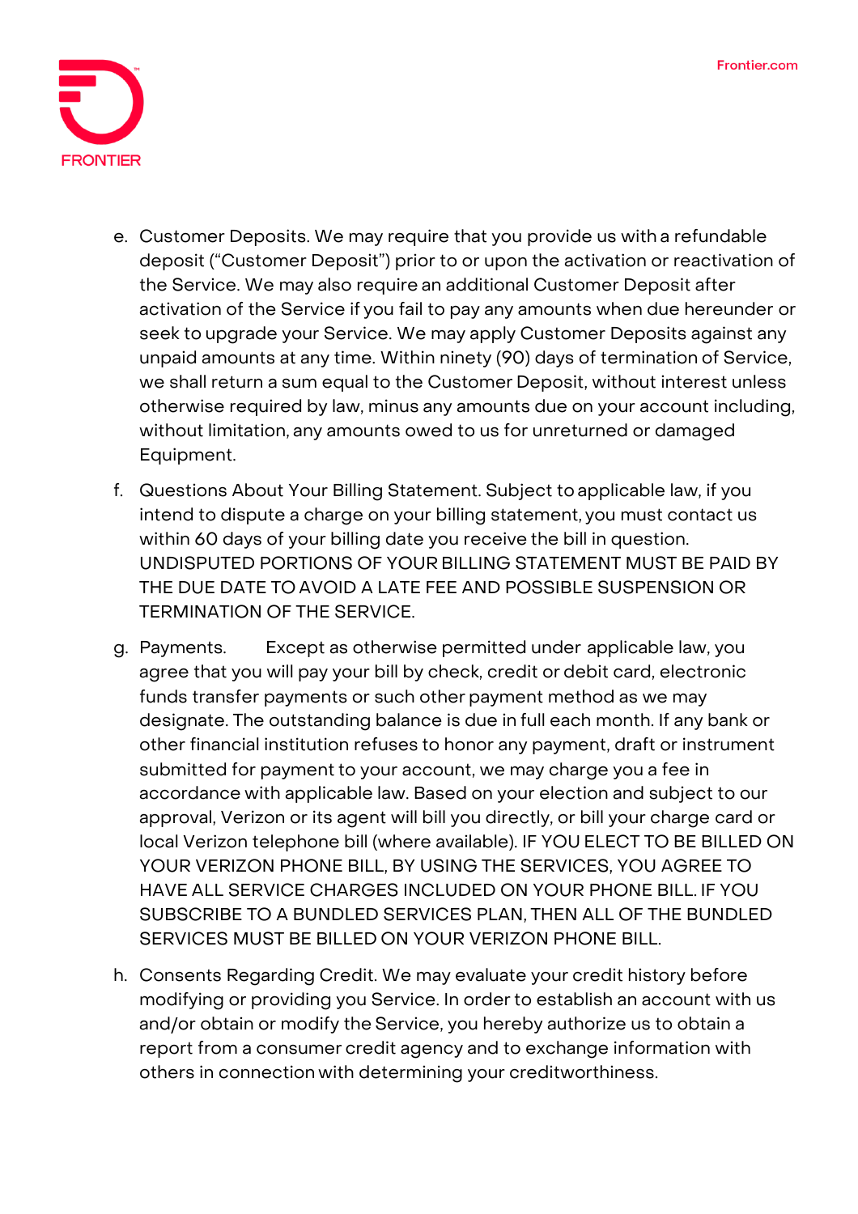e. Customer Deposits. We may require that you provide us with a refundable deposit ("Customer Deposit") prior to or upon the activation or reactivation of the Service. We may also require an additional Customer Deposit after activation of the Service if you fail to pay any amounts when due hereunder or seek to upgrade your Service. We may apply Customer Deposits against any unpaid amounts at any time. Within ninety (90) days of termination of Service, we shall return a sum equal to the Customer Deposit, without interest unless otherwise required by law, minus any amounts due on your account including, without limitation, any amounts owed to us for unreturned or damaged Equipment.

f. Questions About Your Billing Statement. Subject to applicable law, if you intend to dispute a charge on your billing statement, you must contact us within 60 days of your billing date you receive the bill in question. UNDISPUTED PORTIONS OF YOUR BILLING STATEMENT MUST BE PAID BY THE DUE DATE TO AVOID A LATE FEE AND POSSIBLE SUSPENSION OR TERMINATION OF THE SERVICE.

g. Payments. Except as otherwise permitted under applicable law, you agree that you will pay your bill by check, credit or debit card, electronic funds transfer payments or such other payment method as we may designate. The outstanding balance is due in full each month. If any bank or other financial institution refuses to honor any payment, draft or instrument submitted for payment to your account, we may charge you a fee in accordance with applicable law. Based on your election and subject to our approval, Verizon or its agent will bill you directly, or bill your charge card or local Verizon telephone bill (where available). IF YOU ELECT TO BE BILLED ON YOUR VERIZON PHONE BILL, BY USING THE SERVICES, YOU AGREE TO HAVE ALL SERVICE CHARGES INCLUDED ON YOUR PHONE BILL. IF YOU SUBSCRIBE TO A BUNDLED SERVICES PLAN, THEN ALL OF THE BUNDLED SERVICES MUST BE BILLED ON YOUR VERIZON PHONE BILL.

h. Consents Regarding Credit. We may evaluate your credit history before modifying or providing you Service. In order to establish an account with us and/or obtain or modify the Service, you hereby authorize us to obtain a report from a consumer credit agency and to exchange information with others in connection with determining your creditworthiness.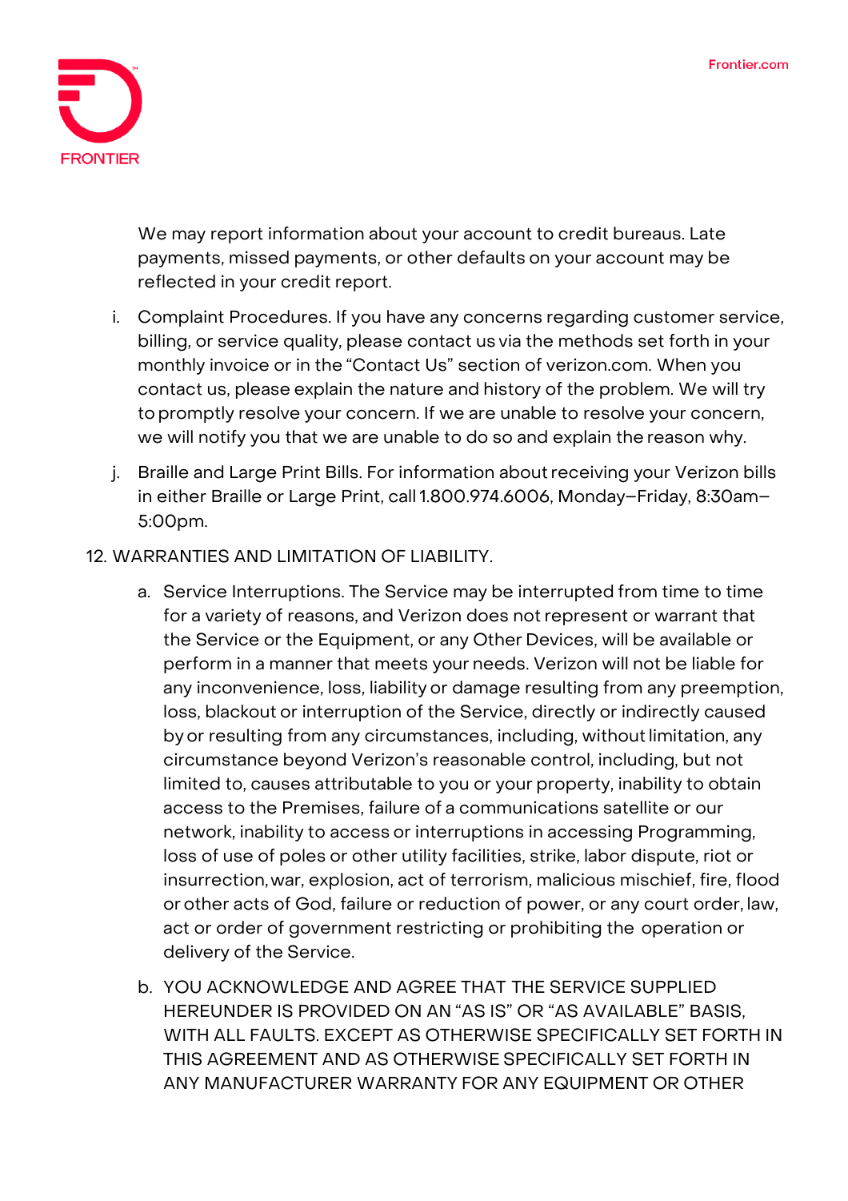We may report information about your account to credit bureaus. Late payments, missed payments, or other defaults on your account may be reflected in your credit report.

i. Complaint Procedures. If you have any concerns regarding customer service, billing, or service quality, please contact us via the methods set forth in your monthly invoice or in the "Contact Us" section of verizon.com. When you contact us, please explain the nature and history of the problem. We will try to promptly resolve your concern. If we are unable to resolve your concern, we will notify you that we are unable to do so and explain the reason why.

j. Braille and Large Print Bills. For information about receiving your Verizon bills in either Braille or Large Print, call 1.800.974.6006, Monday–Friday, 8:30am–5:00pm.

12. WARRANTIES AND LIMITATION OF LIABILITY.

   a. Service Interruptions. The Service may be interrupted from time to time for a variety of reasons, and Verizon does not represent or warrant that the Service or the Equipment, or any Other Devices, will be available or perform in a manner that meets your needs. Verizon will not be liable for any inconvenience, loss, liability or damage resulting from any preemption, loss, blackout or interruption of the Service, directly or indirectly caused by or resulting from any circumstances, including, without limitation, any circumstance beyond Verizon's reasonable control, including, but not limited to, causes attributable to you or your property, inability to obtain access to the Premises, failure of a communications satellite or our network, inability to access or interruptions in accessing Programming, loss of use of poles or other utility facilities, strike, labor dispute, riot or insurrection, war, explosion, act of terrorism, malicious mischief, fire, flood or other acts of God, failure or reduction of power, or any court order, law, act or order of government restricting or prohibiting the operation or delivery of the Service.

   b. YOU ACKNOWLEDGE AND AGREE THAT THE SERVICE SUPPLIED HEREUNDER IS PROVIDED ON AN "AS IS" OR "AS AVAILABLE" BASIS, WITH ALL FAULTS. EXCEPT AS OTHERWISE SPECIFICALLY SET FORTH IN THIS AGREEMENT AND AS OTHERWISE SPECIFICALLY SET FORTH IN ANY MANUFACTURER WARRANTY FOR ANY EQUIPMENT OR OTHER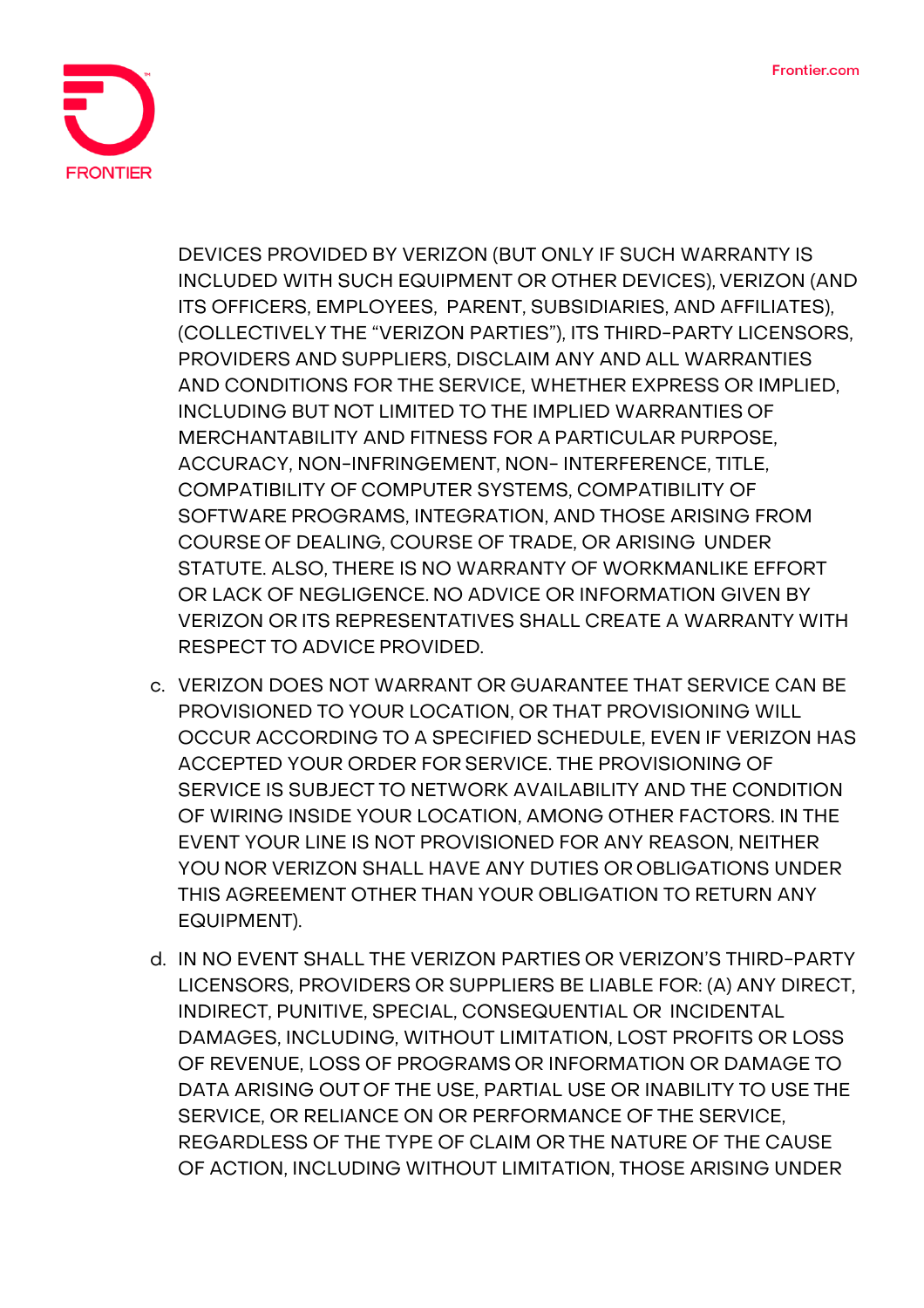DEVICES PROVIDED BY VERIZON (BUT ONLY IF SUCH WARRANTY IS INCLUDED WITH SUCH EQUIPMENT OR OTHER DEVICES), VERIZON (AND ITS OFFICERS, EMPLOYEES, PARENT, SUBSIDIARIES, AND AFFILIATES), (COLLECTIVELY THE "VERIZON PARTIES"), ITS THIRD-PARTY LICENSORS, PROVIDERS AND SUPPLIERS, DISCLAIM ANY AND ALL WARRANTIES AND CONDITIONS FOR THE SERVICE, WHETHER EXPRESS OR IMPLIED, INCLUDING BUT NOT LIMITED TO THE IMPLIED WARRANTIES OF MERCHANTABILITY AND FITNESS FOR A PARTICULAR PURPOSE, ACCURACY, NON-INFRINGEMENT, NON- INTERFERENCE, TITLE, COMPATIBILITY OF COMPUTER SYSTEMS, COMPATIBILITY OF SOFTWARE PROGRAMS, INTEGRATION, AND THOSE ARISING FROM COURSE OF DEALING, COURSE OF TRADE, OR ARISING UNDER STATUTE. ALSO, THERE IS NO WARRANTY OF WORKMANLIKE EFFORT OR LACK OF NEGLIGENCE. NO ADVICE OR INFORMATION GIVEN BY VERIZON OR ITS REPRESENTATIVES SHALL CREATE A WARRANTY WITH RESPECT TO ADVICE PROVIDED.

c. VERIZON DOES NOT WARRANT OR GUARANTEE THAT SERVICE CAN BE PROVISIONED TO YOUR LOCATION, OR THAT PROVISIONING WILL OCCUR ACCORDING TO A SPECIFIED SCHEDULE, EVEN IF VERIZON HAS ACCEPTED YOUR ORDER FOR SERVICE. THE PROVISIONING OF SERVICE IS SUBJECT TO NETWORK AVAILABILITY AND THE CONDITION OF WIRING INSIDE YOUR LOCATION, AMONG OTHER FACTORS. IN THE EVENT YOUR LINE IS NOT PROVISIONED FOR ANY REASON, NEITHER YOU NOR VERIZON SHALL HAVE ANY DUTIES OR OBLIGATIONS UNDER THIS AGREEMENT OTHER THAN YOUR OBLIGATION TO RETURN ANY EQUIPMENT).

d. IN NO EVENT SHALL THE VERIZON PARTIES OR VERIZON'S THIRD-PARTY LICENSORS, PROVIDERS OR SUPPLIERS BE LIABLE FOR: (A) ANY DIRECT, INDIRECT, PUNITIVE, SPECIAL, CONSEQUENTIAL OR INCIDENTAL DAMAGES, INCLUDING, WITHOUT LIMITATION, LOST PROFITS OR LOSS OF REVENUE, LOSS OF PROGRAMS OR INFORMATION OR DAMAGE TO DATA ARISING OUT OF THE USE, PARTIAL USE OR INABILITY TO USE THE SERVICE, OR RELIANCE ON OR PERFORMANCE OF THE SERVICE, REGARDLESS OF THE TYPE OF CLAIM OR THE NATURE OF THE CAUSE OF ACTION, INCLUDING WITHOUT LIMITATION, THOSE ARISING UNDER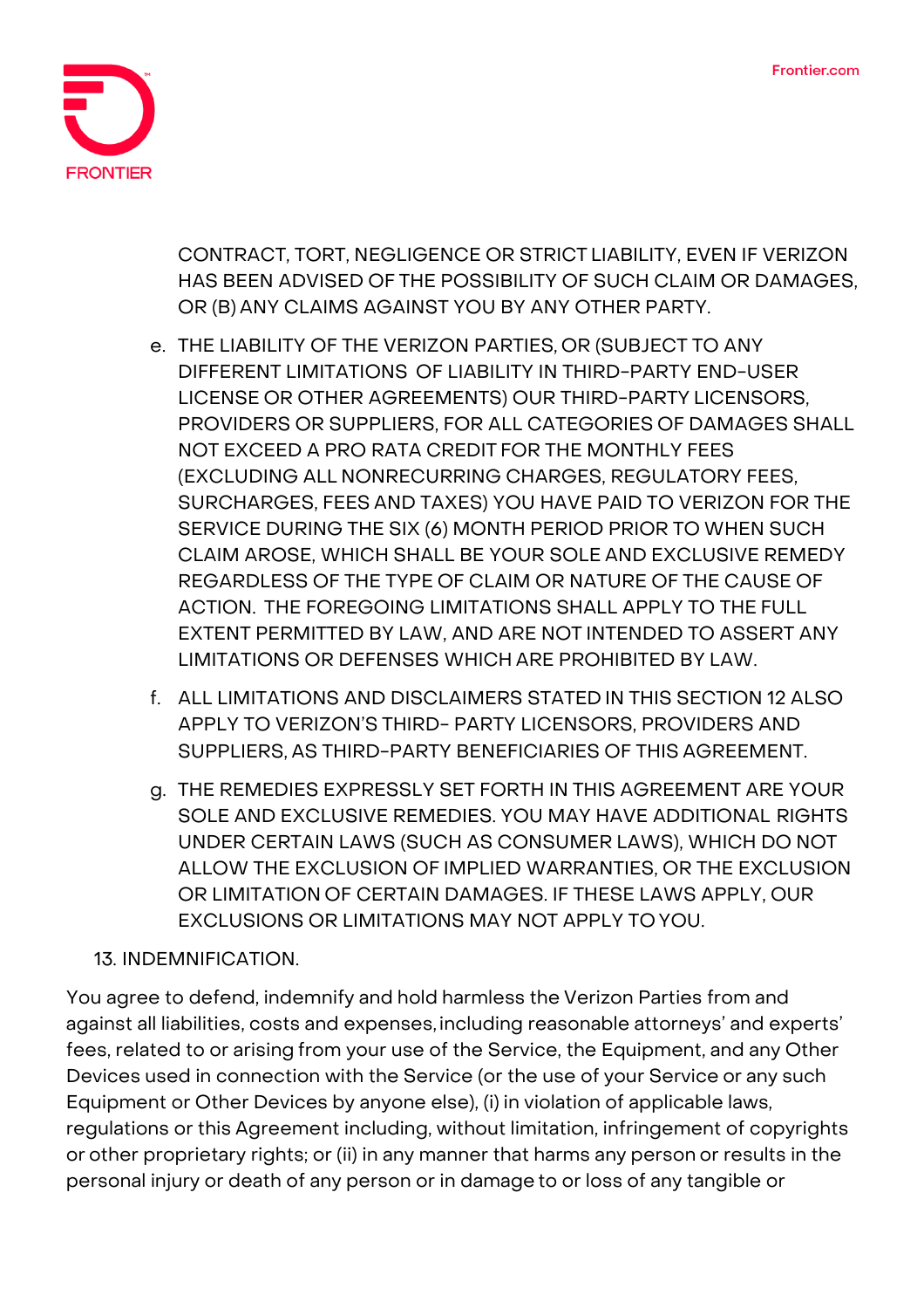CONTRACT, TORT, NEGLIGENCE OR STRICT LIABILITY, EVEN IF VERIZON HAS BEEN ADVISED OF THE POSSIBILITY OF SUCH CLAIM OR DAMAGES, OR (B) ANY CLAIMS AGAINST YOU BY ANY OTHER PARTY.

e. THE LIABILITY OF THE VERIZON PARTIES, OR (SUBJECT TO ANY DIFFERENT LIMITATIONS OF LIABILITY IN THIRD-PARTY END-USER LICENSE OR OTHER AGREEMENTS) OUR THIRD-PARTY LICENSORS, PROVIDERS OR SUPPLIERS, FOR ALL CATEGORIES OF DAMAGES SHALL NOT EXCEED A PRO RATA CREDIT FOR THE MONTHLY FEES (EXCLUDING ALL NONRECURRING CHARGES, REGULATORY FEES, SURCHARGES, FEES AND TAXES) YOU HAVE PAID TO VERIZON FOR THE SERVICE DURING THE SIX (6) MONTH PERIOD PRIOR TO WHEN SUCH CLAIM AROSE, WHICH SHALL BE YOUR SOLE AND EXCLUSIVE REMEDY REGARDLESS OF THE TYPE OF CLAIM OR NATURE OF THE CAUSE OF ACTION. THE FOREGOING LIMITATIONS SHALL APPLY TO THE FULL EXTENT PERMITTED BY LAW, AND ARE NOT INTENDED TO ASSERT ANY LIMITATIONS OR DEFENSES WHICH ARE PROHIBITED BY LAW.

f. ALL LIMITATIONS AND DISCLAIMERS STATED IN THIS SECTION 12 ALSO APPLY TO VERIZON'S THIRD- PARTY LICENSORS, PROVIDERS AND SUPPLIERS, AS THIRD-PARTY BENEFICIARIES OF THIS AGREEMENT.

g. THE REMEDIES EXPRESSLY SET FORTH IN THIS AGREEMENT ARE YOUR SOLE AND EXCLUSIVE REMEDIES. YOU MAY HAVE ADDITIONAL RIGHTS UNDER CERTAIN LAWS (SUCH AS CONSUMER LAWS), WHICH DO NOT ALLOW THE EXCLUSION OF IMPLIED WARRANTIES, OR THE EXCLUSION OR LIMITATION OF CERTAIN DAMAGES. IF THESE LAWS APPLY, OUR EXCLUSIONS OR LIMITATIONS MAY NOT APPLY TO YOU.

13. INDEMNIFICATION.

You agree to defend, indemnify and hold harmless the Verizon Parties from and against all liabilities, costs and expenses, including reasonable attorneys' and experts' fees, related to or arising from your use of the Service, the Equipment, and any Other Devices used in connection with the Service (or the use of your Service or any such Equipment or Other Devices by anyone else), (i) in violation of applicable laws, regulations or this Agreement including, without limitation, infringement of copyrights or other proprietary rights; or (ii) in any manner that harms any person or results in the personal injury or death of any person or in damage to or loss of any tangible or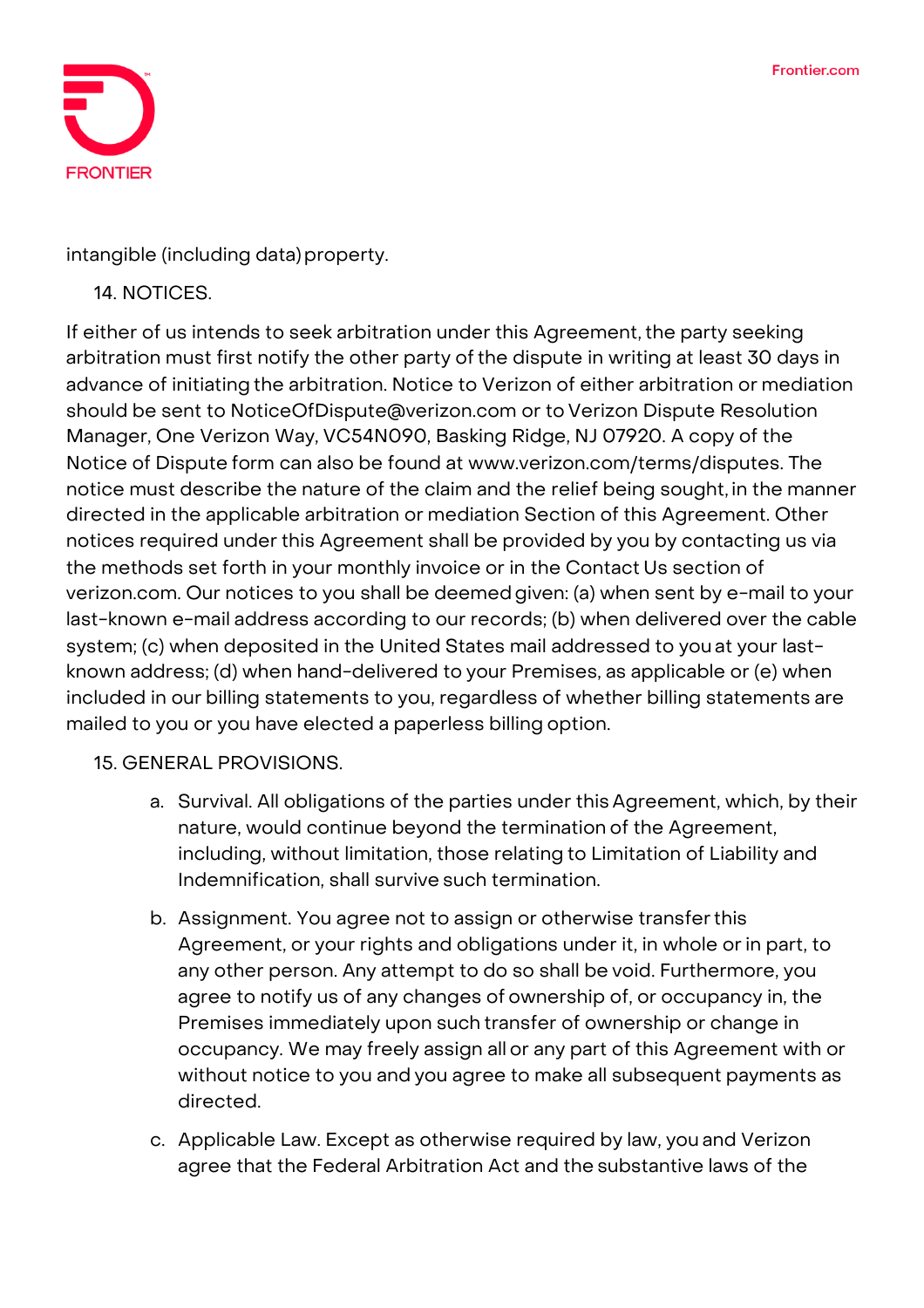intangible (including data) property.

14. NOTICES.

If either of us intends to seek arbitration under this Agreement, the party seeking arbitration must first notify the other party of the dispute in writing at least 30 days in advance of initiating the arbitration. Notice to Verizon of either arbitration or mediation should be sent to NoticeOfDispute@verizon.com or to Verizon Dispute Resolution Manager, One Verizon Way, VC54N090, Basking Ridge, NJ 07920. A copy of the Notice of Dispute form can also be found at www.verizon.com/terms/disputes. The notice must describe the nature of the claim and the relief being sought, in the manner directed in the applicable arbitration or mediation Section of this Agreement. Other notices required under this Agreement shall be provided by you by contacting us via the methods set forth in your monthly invoice or in the Contact Us section of verizon.com. Our notices to you shall be deemed given: (a) when sent by e-mail to your last-known e-mail address according to our records; (b) when delivered over the cable system; (c) when deposited in the United States mail addressed to you at your last-known address; (d) when hand-delivered to your Premises, as applicable or (e) when included in our billing statements to you, regardless of whether billing statements are mailed to you or you have elected a paperless billing option.

15. GENERAL PROVISIONS.

a. Survival. All obligations of the parties under this Agreement, which, by their nature, would continue beyond the termination of the Agreement, including, without limitation, those relating to Limitation of Liability and Indemnification, shall survive such termination.

b. Assignment. You agree not to assign or otherwise transfer this Agreement, or your rights and obligations under it, in whole or in part, to any other person. Any attempt to do so shall be void. Furthermore, you agree to notify us of any changes of ownership of, or occupancy in, the Premises immediately upon such transfer of ownership or change in occupancy. We may freely assign all or any part of this Agreement with or without notice to you and you agree to make all subsequent payments as directed.

c. Applicable Law. Except as otherwise required by law, you and Verizon agree that the Federal Arbitration Act and the substantive laws of the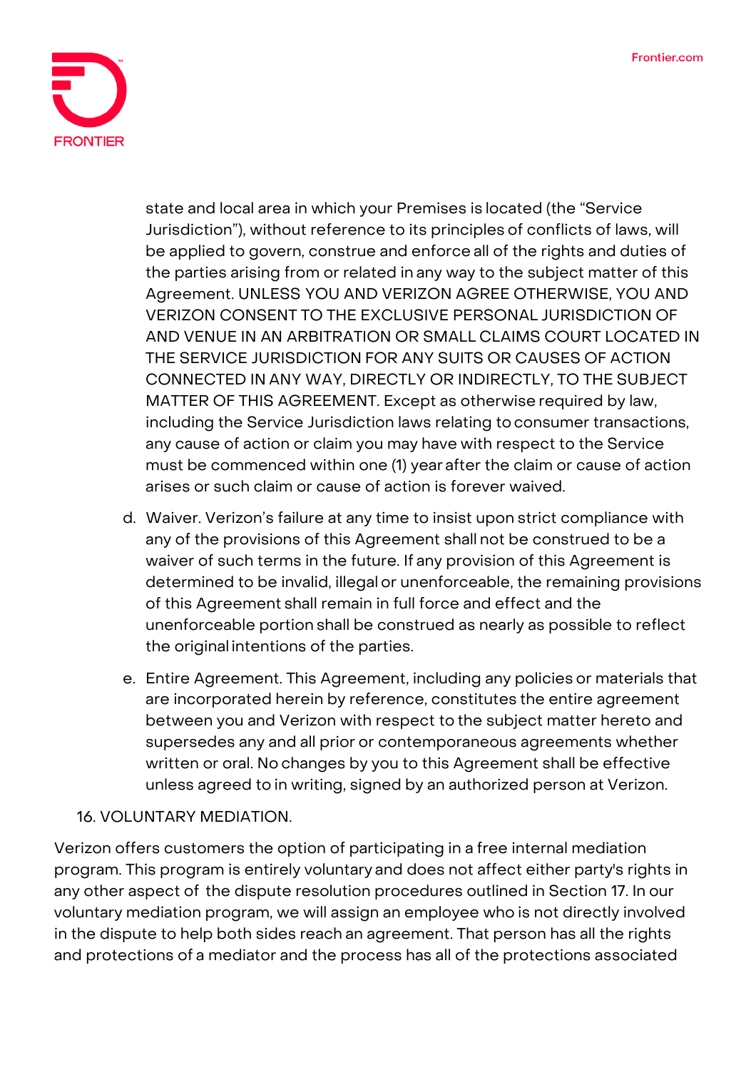state and local area in which your Premises is located (the "Service Jurisdiction"), without reference to its principles of conflicts of laws, will be applied to govern, construe and enforce all of the rights and duties of the parties arising from or related in any way to the subject matter of this Agreement. UNLESS YOU AND VERIZON AGREE OTHERWISE, YOU AND VERIZON CONSENT TO THE EXCLUSIVE PERSONAL JURISDICTION OF AND VENUE IN AN ARBITRATION OR SMALL CLAIMS COURT LOCATED IN THE SERVICE JURISDICTION FOR ANY SUITS OR CAUSES OF ACTION CONNECTED IN ANY WAY, DIRECTLY OR INDIRECTLY, TO THE SUBJECT MATTER OF THIS AGREEMENT. Except as otherwise required by law, including the Service Jurisdiction laws relating to consumer transactions, any cause of action or claim you may have with respect to the Service must be commenced within one (1) year after the claim or cause of action arises or such claim or cause of action is forever waived.

d. Waiver. Verizon's failure at any time to insist upon strict compliance with any of the provisions of this Agreement shall not be construed to be a waiver of such terms in the future. If any provision of this Agreement is determined to be invalid, illegal or unenforceable, the remaining provisions of this Agreement shall remain in full force and effect and the unenforceable portion shall be construed as nearly as possible to reflect the original intentions of the parties.

e. Entire Agreement. This Agreement, including any policies or materials that are incorporated herein by reference, constitutes the entire agreement between you and Verizon with respect to the subject matter hereto and supersedes any and all prior or contemporaneous agreements whether written or oral. No changes by you to this Agreement shall be effective unless agreed to in writing, signed by an authorized person at Verizon.

16. VOLUNTARY MEDIATION.

Verizon offers customers the option of participating in a free internal mediation program. This program is entirely voluntary and does not affect either party's rights in any other aspect of the dispute resolution procedures outlined in Section 17. In our voluntary mediation program, we will assign an employee who is not directly involved in the dispute to help both sides reach an agreement. That person has all the rights and protections of a mediator and the process has all of the protections associated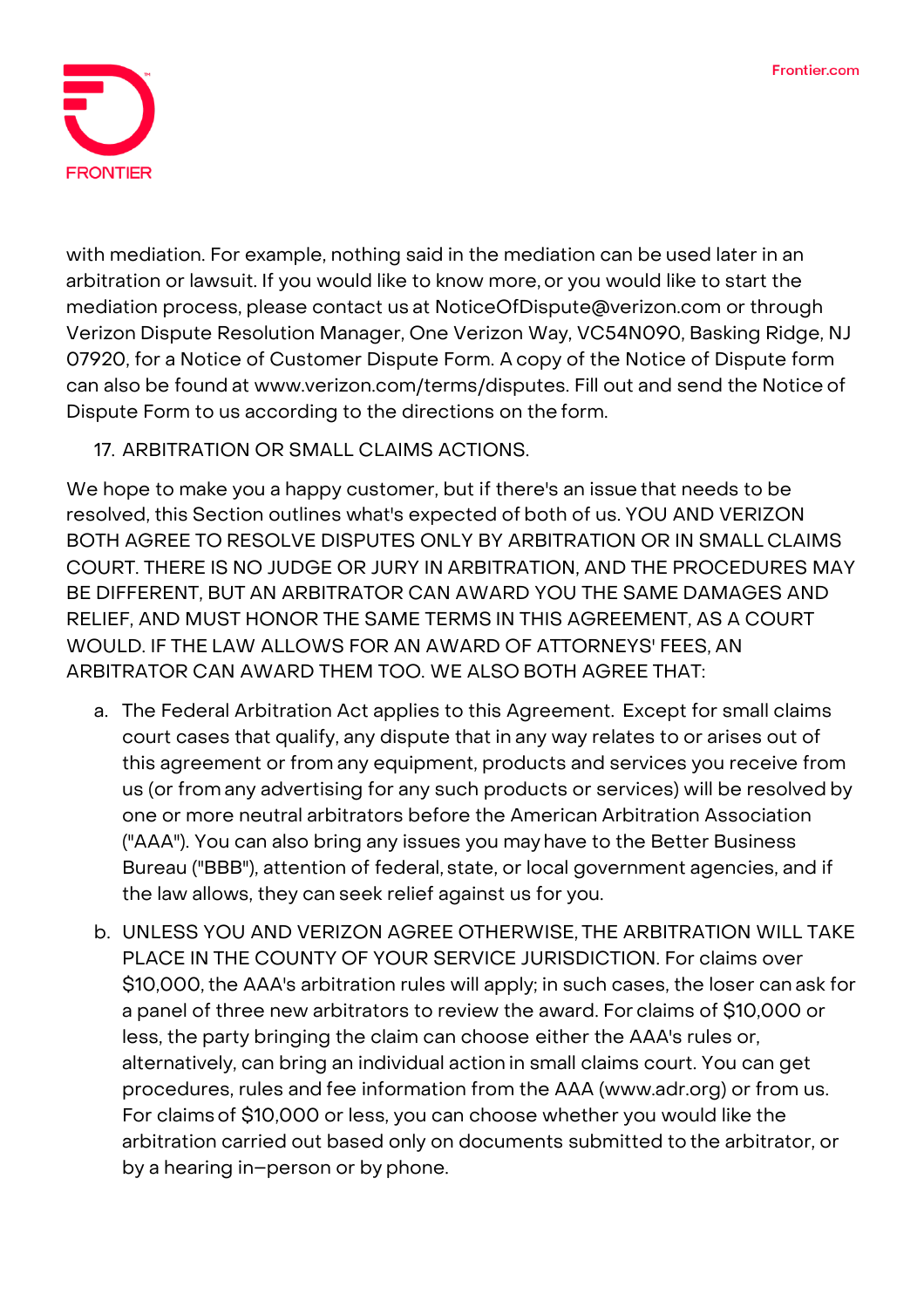with mediation. For example, nothing said in the mediation can be used later in an arbitration or lawsuit. If you would like to know more, or you would like to start the mediation process, please contact us at NoticeOfDispute@verizon.com or through Verizon Dispute Resolution Manager, One Verizon Way, VC54N090, Basking Ridge, NJ 07920, for a Notice of Customer Dispute Form. A copy of the Notice of Dispute form can also be found at www.verizon.com/terms/disputes. Fill out and send the Notice of Dispute Form to us according to the directions on the form.

17. ARBITRATION OR SMALL CLAIMS ACTIONS.

We hope to make you a happy customer, but if there's an issue that needs to be resolved, this Section outlines what's expected of both of us. YOU AND VERIZON BOTH AGREE TO RESOLVE DISPUTES ONLY BY ARBITRATION OR IN SMALL CLAIMS COURT. THERE IS NO JUDGE OR JURY IN ARBITRATION, AND THE PROCEDURES MAY BE DIFFERENT, BUT AN ARBITRATOR CAN AWARD YOU THE SAME DAMAGES AND RELIEF, AND MUST HONOR THE SAME TERMS IN THIS AGREEMENT, AS A COURT WOULD. IF THE LAW ALLOWS FOR AN AWARD OF ATTORNEYS' FEES, AN ARBITRATOR CAN AWARD THEM TOO. WE ALSO BOTH AGREE THAT:

a. The Federal Arbitration Act applies to this Agreement. Except for small claims court cases that qualify, any dispute that in any way relates to or arises out of this agreement or from any equipment, products and services you receive from us (or from any advertising for any such products or services) will be resolved by one or more neutral arbitrators before the American Arbitration Association ("AAA"). You can also bring any issues you may have to the Better Business Bureau ("BBB"), attention of federal, state, or local government agencies, and if the law allows, they can seek relief against us for you.

b. UNLESS YOU AND VERIZON AGREE OTHERWISE, THE ARBITRATION WILL TAKE PLACE IN THE COUNTY OF YOUR SERVICE JURISDICTION. For claims over $10,000, the AAA's arbitration rules will apply; in such cases, the loser can ask for a panel of three new arbitrators to review the award. For claims of $10,000 or less, the party bringing the claim can choose either the AAA's rules or, alternatively, can bring an individual action in small claims court. You can get procedures, rules and fee information from the AAA (www.adr.org) or from us. For claims of $10,000 or less, you can choose whether you would like the arbitration carried out based only on documents submitted to the arbitrator, or by a hearing in-person or by phone.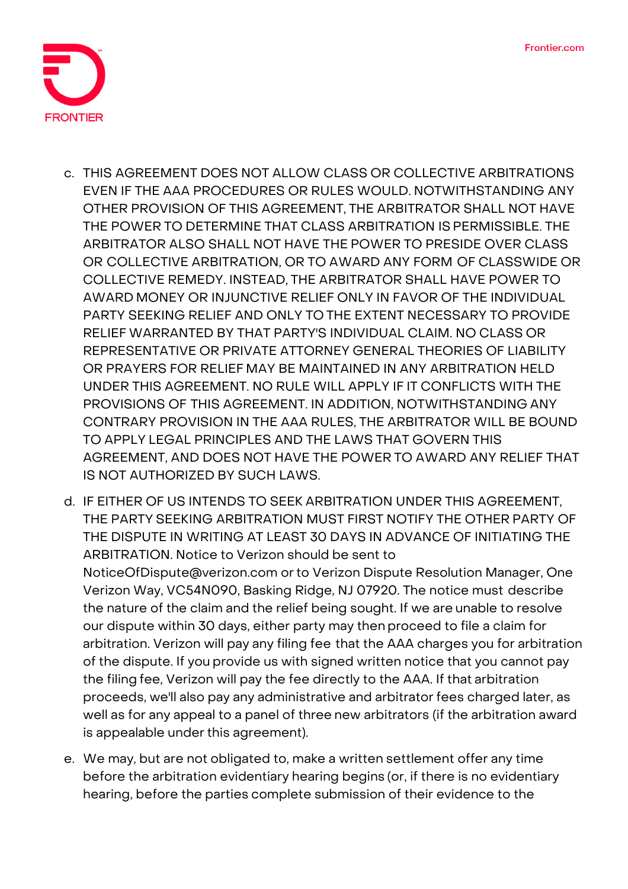c. THIS AGREEMENT DOES NOT ALLOW CLASS OR COLLECTIVE ARBITRATIONS EVEN IF THE AAA PROCEDURES OR RULES WOULD. NOTWITHSTANDING ANY OTHER PROVISION OF THIS AGREEMENT, THE ARBITRATOR SHALL NOT HAVE THE POWER TO DETERMINE THAT CLASS ARBITRATION IS PERMISSIBLE. THE ARBITRATOR ALSO SHALL NOT HAVE THE POWER TO PRESIDE OVER CLASS OR COLLECTIVE ARBITRATION, OR TO AWARD ANY FORM OF CLASSWIDE OR COLLECTIVE REMEDY. INSTEAD, THE ARBITRATOR SHALL HAVE POWER TO AWARD MONEY OR INJUNCTIVE RELIEF ONLY IN FAVOR OF THE INDIVIDUAL PARTY SEEKING RELIEF AND ONLY TO THE EXTENT NECESSARY TO PROVIDE RELIEF WARRANTED BY THAT PARTY'S INDIVIDUAL CLAIM. NO CLASS OR REPRESENTATIVE OR PRIVATE ATTORNEY GENERAL THEORIES OF LIABILITY OR PRAYERS FOR RELIEF MAY BE MAINTAINED IN ANY ARBITRATION HELD UNDER THIS AGREEMENT. NO RULE WILL APPLY IF IT CONFLICTS WITH THE PROVISIONS OF THIS AGREEMENT. IN ADDITION, NOTWITHSTANDING ANY CONTRARY PROVISION IN THE AAA RULES, THE ARBITRATOR WILL BE BOUND TO APPLY LEGAL PRINCIPLES AND THE LAWS THAT GOVERN THIS AGREEMENT, AND DOES NOT HAVE THE POWER TO AWARD ANY RELIEF THAT IS NOT AUTHORIZED BY SUCH LAWS.

d. IF EITHER OF US INTENDS TO SEEK ARBITRATION UNDER THIS AGREEMENT, THE PARTY SEEKING ARBITRATION MUST FIRST NOTIFY THE OTHER PARTY OF THE DISPUTE IN WRITING AT LEAST 30 DAYS IN ADVANCE OF INITIATING THE ARBITRATION. Notice to Verizon should be sent to NoticeOfDispute@verizon.com or to Verizon Dispute Resolution Manager, One Verizon Way, VC54N090, Basking Ridge, NJ 07920. The notice must describe the nature of the claim and the relief being sought. If we are unable to resolve our dispute within 30 days, either party may then proceed to file a claim for arbitration. Verizon will pay any filing fee that the AAA charges you for arbitration of the dispute. If you provide us with signed written notice that you cannot pay the filing fee, Verizon will pay the fee directly to the AAA. If that arbitration proceeds, we'll also pay any administrative and arbitrator fees charged later, as well as for any appeal to a panel of three new arbitrators (if the arbitration award is appealable under this agreement).

e. We may, but are not obligated to, make a written settlement offer any time before the arbitration evidentiary hearing begins (or, if there is no evidentiary hearing, before the parties complete submission of their evidence to the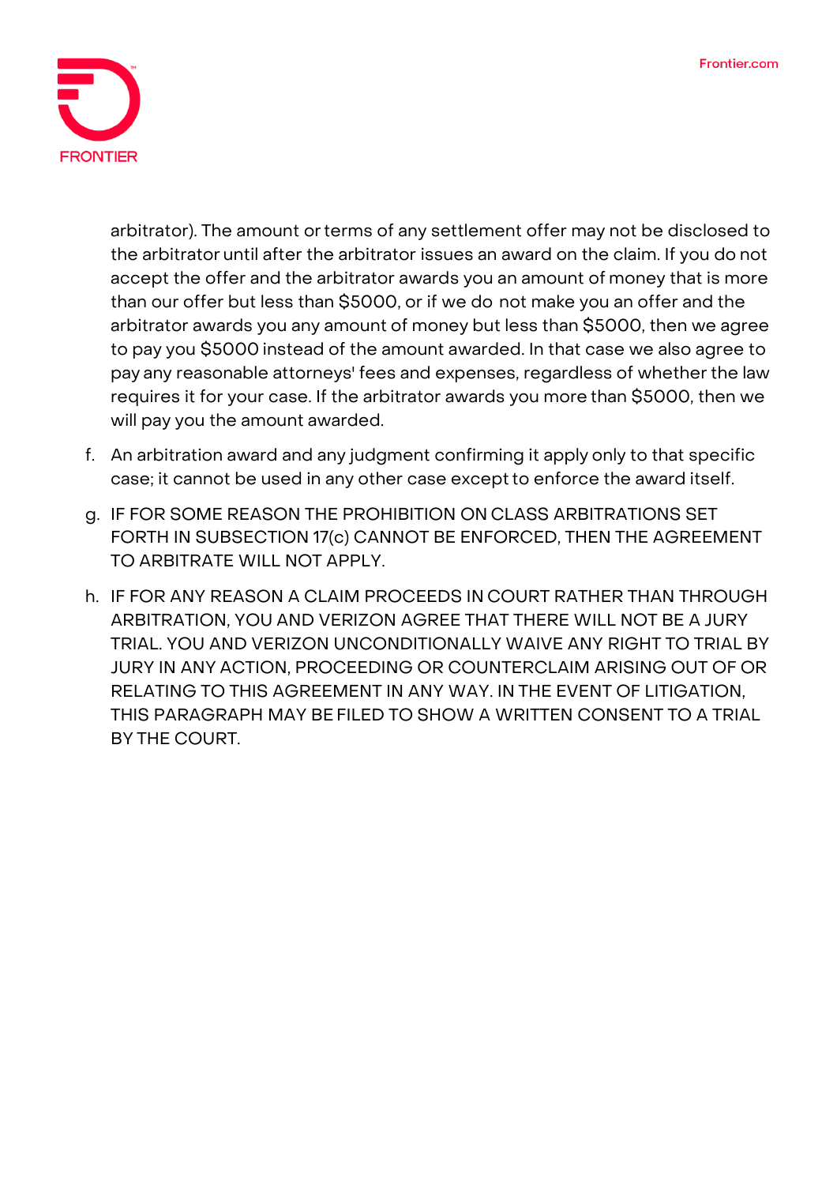arbitrator). The amount or terms of any settlement offer may not be disclosed to the arbitrator until after the arbitrator issues an award on the claim. If you do not accept the offer and the arbitrator awards you an amount of money that is more than our offer but less than $5000, or if we do not make you an offer and the arbitrator awards you any amount of money but less than $5000, then we agree to pay you $5000 instead of the amount awarded. In that case we also agree to pay any reasonable attorneys' fees and expenses, regardless of whether the law requires it for your case. If the arbitrator awards you more than $5000, then we will pay you the amount awarded.

f. An arbitration award and any judgment confirming it apply only to that specific case; it cannot be used in any other case except to enforce the award itself.

g. IF FOR SOME REASON THE PROHIBITION ON CLASS ARBITRATIONS SET FORTH IN SUBSECTION 17(c) CANNOT BE ENFORCED, THEN THE AGREEMENT TO ARBITRATE WILL NOT APPLY.

h. IF FOR ANY REASON A CLAIM PROCEEDS IN COURT RATHER THAN THROUGH ARBITRATION, YOU AND VERIZON AGREE THAT THERE WILL NOT BE A JURY TRIAL. YOU AND VERIZON UNCONDITIONALLY WAIVE ANY RIGHT TO TRIAL BY JURY IN ANY ACTION, PROCEEDING OR COUNTERCLAIM ARISING OUT OF OR RELATING TO THIS AGREEMENT IN ANY WAY. IN THE EVENT OF LITIGATION, THIS PARAGRAPH MAY BE FILED TO SHOW A WRITTEN CONSENT TO A TRIAL BY THE COURT.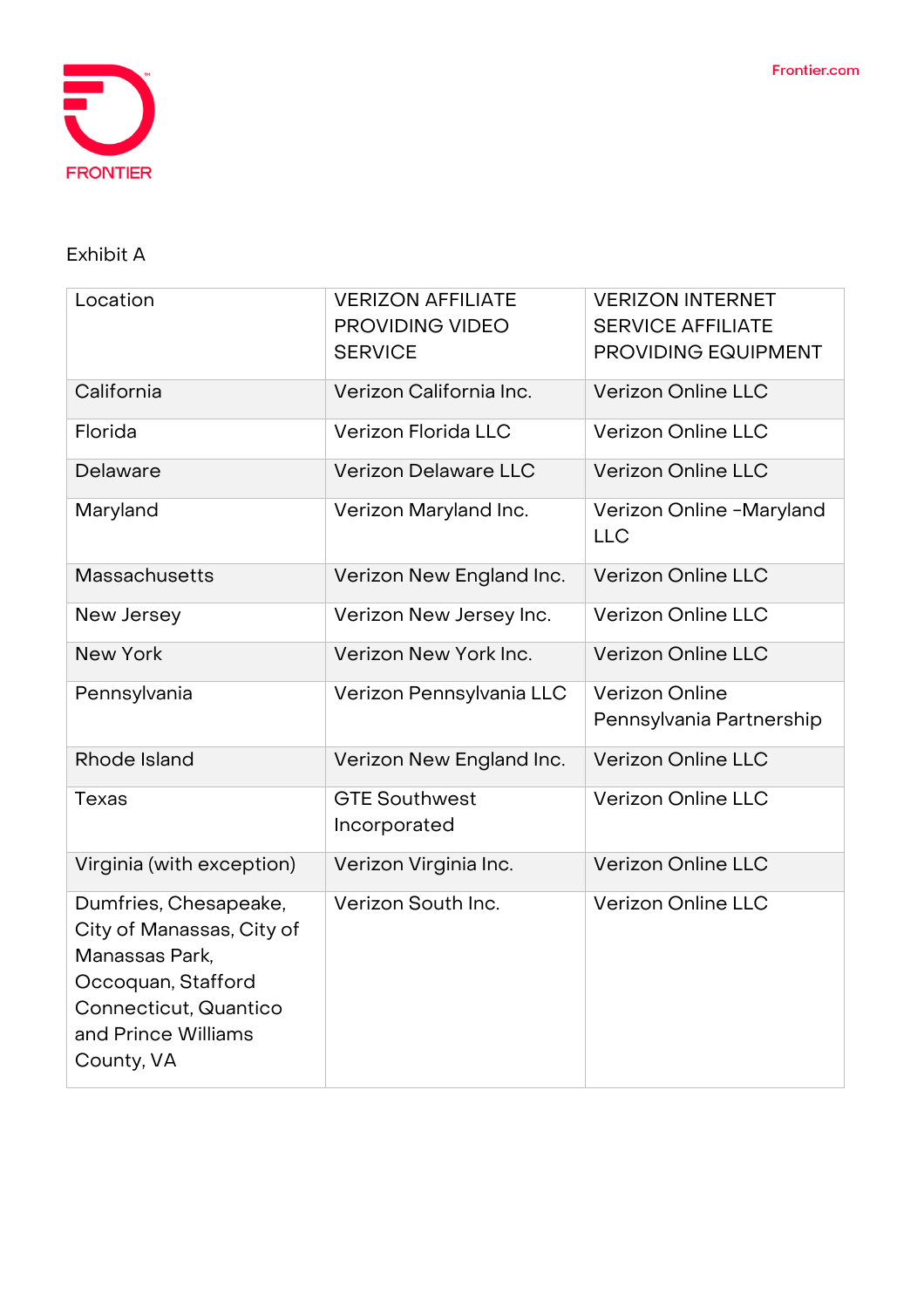Exhibit A

| Location | VERIZON AFFILIATE PROVIDING VIDEO SERVICE | VERIZON INTERNET SERVICE AFFILIATE PROVIDING EQUIPMENT |
|---|---|---|
| California | Verizon California Inc. | Verizon Online LLC |
| Florida | Verizon Florida LLC | Verizon Online LLC |
| Delaware | Verizon Delaware LLC | Verizon Online LLC |
| Maryland | Verizon Maryland Inc. | Verizon Online -Maryland LLC |
| Massachusetts | Verizon New England Inc. | Verizon Online LLC |
| New Jersey | Verizon New Jersey Inc. | Verizon Online LLC |
| New York | Verizon New York Inc. | Verizon Online LLC |
| Pennsylvania | Verizon Pennsylvania LLC | Verizon Online Pennsylvania Partnership |
| Rhode Island | Verizon New England Inc. | Verizon Online LLC |
| Texas | GTE Southwest Incorporated | Verizon Online LLC |
| Virginia (with exception) | Verizon Virginia Inc. | Verizon Online LLC |
| Dumfries, Chesapeake, City of Manassas, City of Manassas Park, Occoquan, Stafford Connecticut, Quantico and Prince Williams County, VA | Verizon South Inc. | Verizon Online LLC |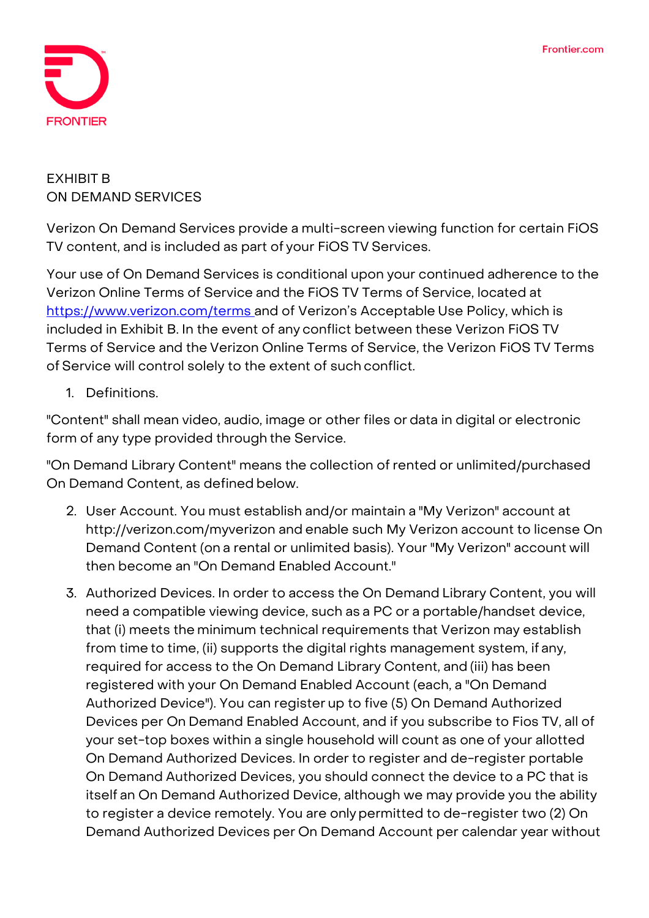EXHIBIT B
ON DEMAND SERVICES

Verizon On Demand Services provide a multi-screen viewing function for certain FiOS TV content, and is included as part of your FiOS TV Services.

Your use of On Demand Services is conditional upon your continued adherence to the Verizon Online Terms of Service and the FiOS TV Terms of Service, located at [https://www.verizon.com/terms](https://www.verizon.com/terms) and of Verizon's Acceptable Use Policy, which is included in Exhibit B. In the event of any conflict between these Verizon FiOS TV Terms of Service and the Verizon Online Terms of Service, the Verizon FiOS TV Terms of Service will control solely to the extent of such conflict.

1. Definitions.

"Content" shall mean video, audio, image or other files or data in digital or electronic form of any type provided through the Service.

"On Demand Library Content" means the collection of rented or unlimited/purchased On Demand Content, as defined below.

2. User Account. You must establish and/or maintain a "My Verizon" account at http://verizon.com/myverizon and enable such My Verizon account to license On Demand Content (on a rental or unlimited basis). Your "My Verizon" account will then become an "On Demand Enabled Account."
3. Authorized Devices. In order to access the On Demand Library Content, you will need a compatible viewing device, such as a PC or a portable/handset device, that (i) meets the minimum technical requirements that Verizon may establish from time to time, (ii) supports the digital rights management system, if any, required for access to the On Demand Library Content, and (iii) has been registered with your On Demand Enabled Account (each, a "On Demand Authorized Device"). You can register up to five (5) On Demand Authorized Devices per On Demand Enabled Account, and if you subscribe to Fios TV, all of your set-top boxes within a single household will count as one of your allotted On Demand Authorized Devices. In order to register and de-register portable On Demand Authorized Devices, you should connect the device to a PC that is itself an On Demand Authorized Device, although we may provide you the ability to register a device remotely. You are only permitted to de-register two (2) On Demand Authorized Devices per On Demand Account per calendar year without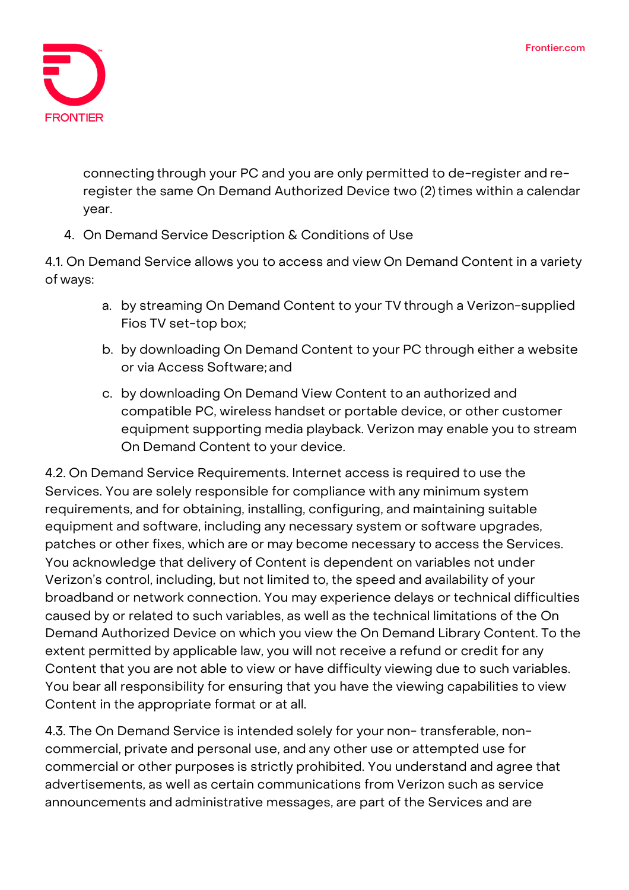connecting through your PC and you are only permitted to de-register and re-register the same On Demand Authorized Device two (2) times within a calendar year.

4. On Demand Service Description & Conditions of Use

4.1. On Demand Service allows you to access and view On Demand Content in a variety of ways:

a. by streaming On Demand Content to your TV through a Verizon-supplied Fios TV set-top box;

b. by downloading On Demand Content to your PC through either a website or via Access Software; and

c. by downloading On Demand View Content to an authorized and compatible PC, wireless handset or portable device, or other customer equipment supporting media playback. Verizon may enable you to stream On Demand Content to your device.

4.2. On Demand Service Requirements. Internet access is required to use the Services. You are solely responsible for compliance with any minimum system requirements, and for obtaining, installing, configuring, and maintaining suitable equipment and software, including any necessary system or software upgrades, patches or other fixes, which are or may become necessary to access the Services. You acknowledge that delivery of Content is dependent on variables not under Verizon's control, including, but not limited to, the speed and availability of your broadband or network connection. You may experience delays or technical difficulties caused by or related to such variables, as well as the technical limitations of the On Demand Authorized Device on which you view the On Demand Library Content. To the extent permitted by applicable law, you will not receive a refund or credit for any Content that you are not able to view or have difficulty viewing due to such variables. You bear all responsibility for ensuring that you have the viewing capabilities to view Content in the appropriate format or at all.

4.3. The On Demand Service is intended solely for your non- transferable, non-commercial, private and personal use, and any other use or attempted use for commercial or other purposes is strictly prohibited. You understand and agree that advertisements, as well as certain communications from Verizon such as service announcements and administrative messages, are part of the Services and are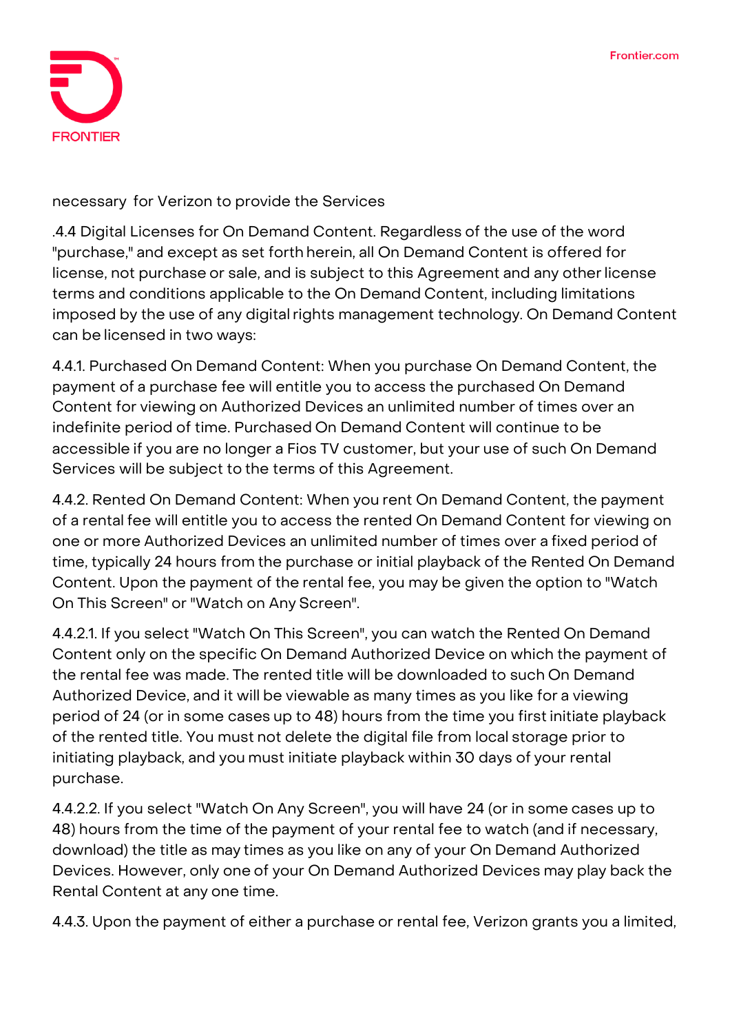necessary for Verizon to provide the Services

.4.4 Digital Licenses for On Demand Content. Regardless of the use of the word "purchase," and except as set forth herein, all On Demand Content is offered for license, not purchase or sale, and is subject to this Agreement and any other license terms and conditions applicable to the On Demand Content, including limitations imposed by the use of any digital rights management technology. On Demand Content can be licensed in two ways:

4.4.1. Purchased On Demand Content: When you purchase On Demand Content, the payment of a purchase fee will entitle you to access the purchased On Demand Content for viewing on Authorized Devices an unlimited number of times over an indefinite period of time. Purchased On Demand Content will continue to be accessible if you are no longer a Fios TV customer, but your use of such On Demand Services will be subject to the terms of this Agreement.

4.4.2. Rented On Demand Content: When you rent On Demand Content, the payment of a rental fee will entitle you to access the rented On Demand Content for viewing on one or more Authorized Devices an unlimited number of times over a fixed period of time, typically 24 hours from the purchase or initial playback of the Rented On Demand Content. Upon the payment of the rental fee, you may be given the option to "Watch On This Screen" or "Watch on Any Screen".

4.4.2.1. If you select "Watch On This Screen", you can watch the Rented On Demand Content only on the specific On Demand Authorized Device on which the payment of the rental fee was made. The rented title will be downloaded to such On Demand Authorized Device, and it will be viewable as many times as you like for a viewing period of 24 (or in some cases up to 48) hours from the time you first initiate playback of the rented title. You must not delete the digital file from local storage prior to initiating playback, and you must initiate playback within 30 days of your rental purchase.

4.4.2.2. If you select "Watch On Any Screen", you will have 24 (or in some cases up to 48) hours from the time of the payment of your rental fee to watch (and if necessary, download) the title as may times as you like on any of your On Demand Authorized Devices. However, only one of your On Demand Authorized Devices may play back the Rental Content at any one time.

4.4.3. Upon the payment of either a purchase or rental fee, Verizon grants you a limited,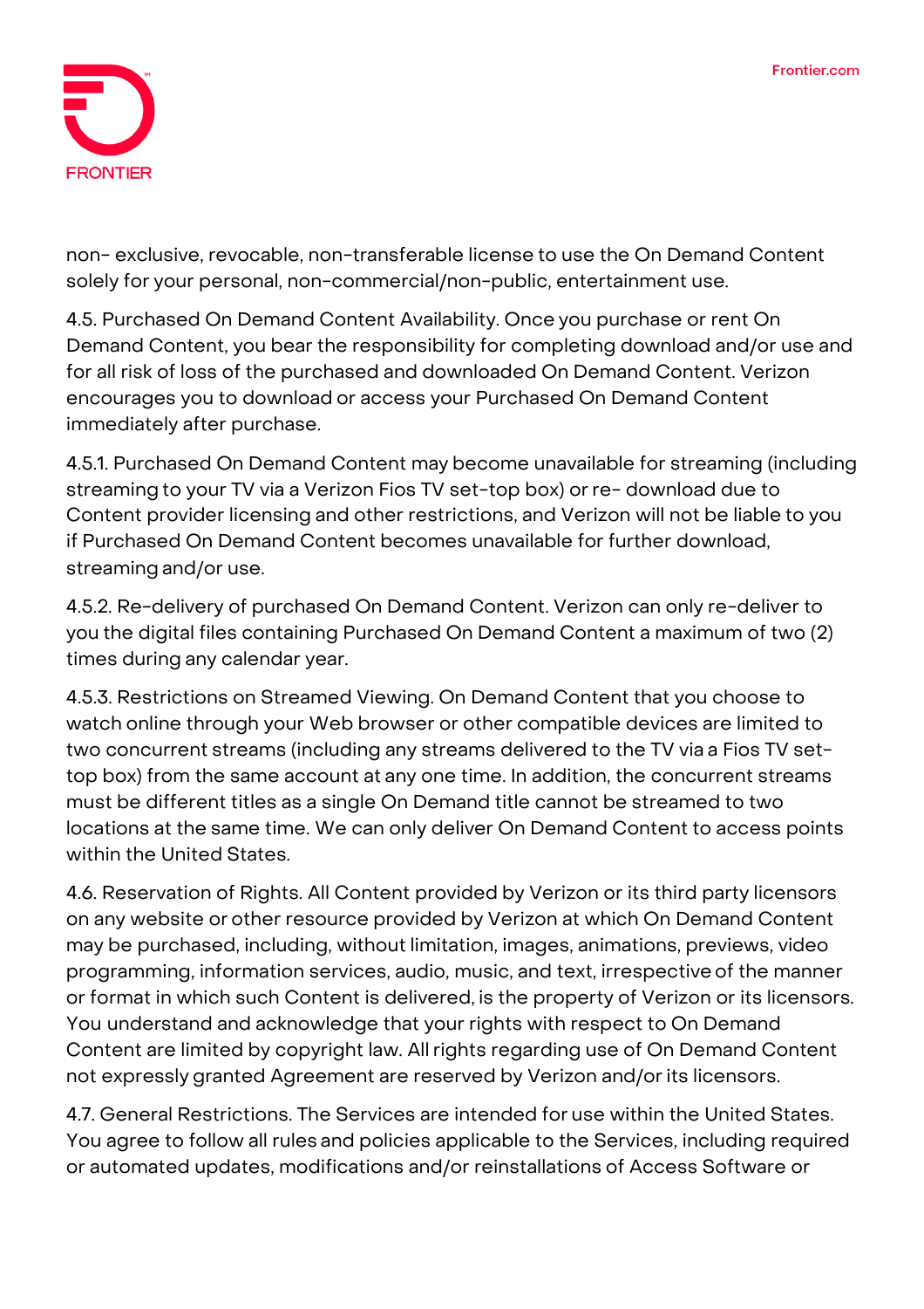non- exclusive, revocable, non-transferable license to use the On Demand Content solely for your personal, non-commercial/non-public, entertainment use.

4.5. Purchased On Demand Content Availability. Once you purchase or rent On Demand Content, you bear the responsibility for completing download and/or use and for all risk of loss of the purchased and downloaded On Demand Content. Verizon encourages you to download or access your Purchased On Demand Content immediately after purchase.

4.5.1. Purchased On Demand Content may become unavailable for streaming (including streaming to your TV via a Verizon Fios TV set-top box) or re- download due to Content provider licensing and other restrictions, and Verizon will not be liable to you if Purchased On Demand Content becomes unavailable for further download, streaming and/or use.

4.5.2. Re-delivery of purchased On Demand Content. Verizon can only re-deliver to you the digital files containing Purchased On Demand Content a maximum of two (2) times during any calendar year.

4.5.3. Restrictions on Streamed Viewing. On Demand Content that you choose to watch online through your Web browser or other compatible devices are limited to two concurrent streams (including any streams delivered to the TV via a Fios TV set-top box) from the same account at any one time. In addition, the concurrent streams must be different titles as a single On Demand title cannot be streamed to two locations at the same time. We can only deliver On Demand Content to access points within the United States.

4.6. Reservation of Rights. All Content provided by Verizon or its third party licensors on any website or other resource provided by Verizon at which On Demand Content may be purchased, including, without limitation, images, animations, previews, video programming, information services, audio, music, and text, irrespective of the manner or format in which such Content is delivered, is the property of Verizon or its licensors. You understand and acknowledge that your rights with respect to On Demand Content are limited by copyright law. All rights regarding use of On Demand Content not expressly granted Agreement are reserved by Verizon and/or its licensors.

4.7. General Restrictions. The Services are intended for use within the United States. You agree to follow all rules and policies applicable to the Services, including required or automated updates, modifications and/or reinstallations of Access Software or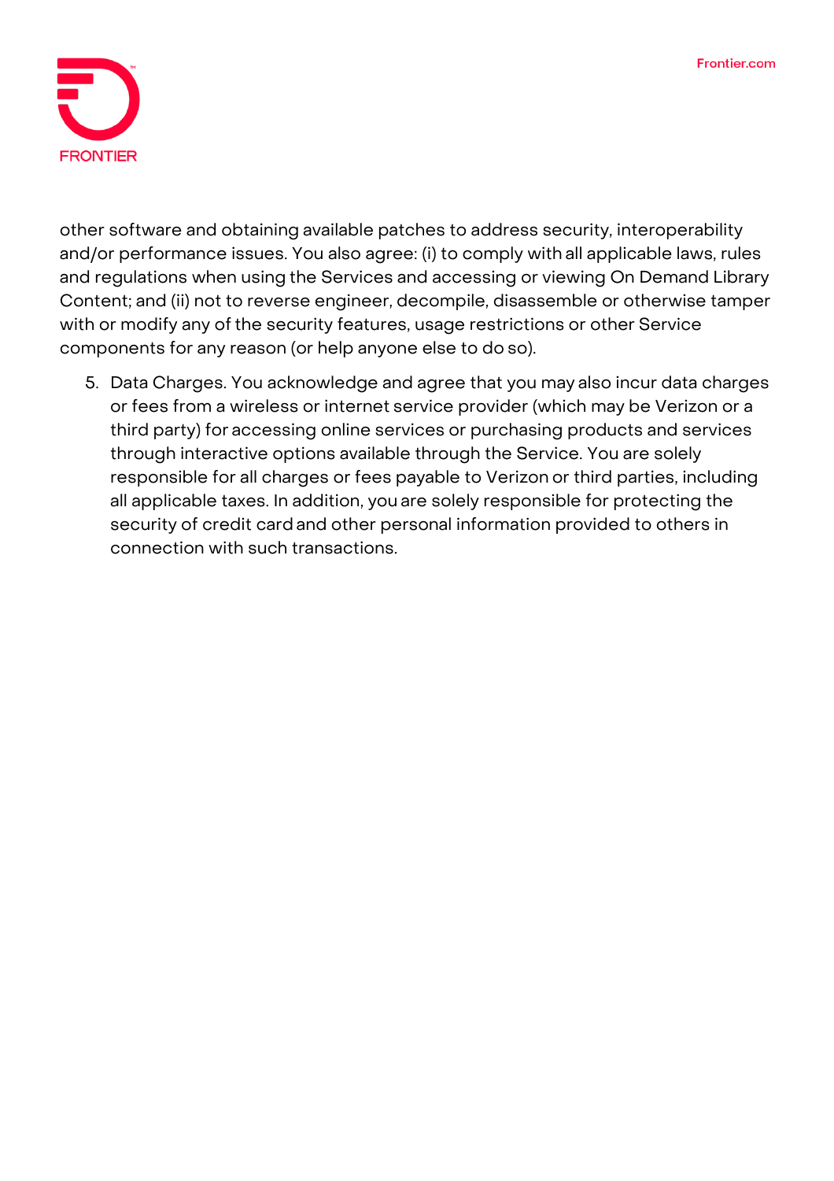other software and obtaining available patches to address security, interoperability and/or performance issues. You also agree: (i) to comply with all applicable laws, rules and regulations when using the Services and accessing or viewing On Demand Library Content; and (ii) not to reverse engineer, decompile, disassemble or otherwise tamper with or modify any of the security features, usage restrictions or other Service components for any reason (or help anyone else to do so).

5. Data Charges. You acknowledge and agree that you may also incur data charges or fees from a wireless or internet service provider (which may be Verizon or a third party) for accessing online services or purchasing products and services through interactive options available through the Service. You are solely responsible for all charges or fees payable to Verizon or third parties, including all applicable taxes. In addition, you are solely responsible for protecting the security of credit card and other personal information provided to others in connection with such transactions.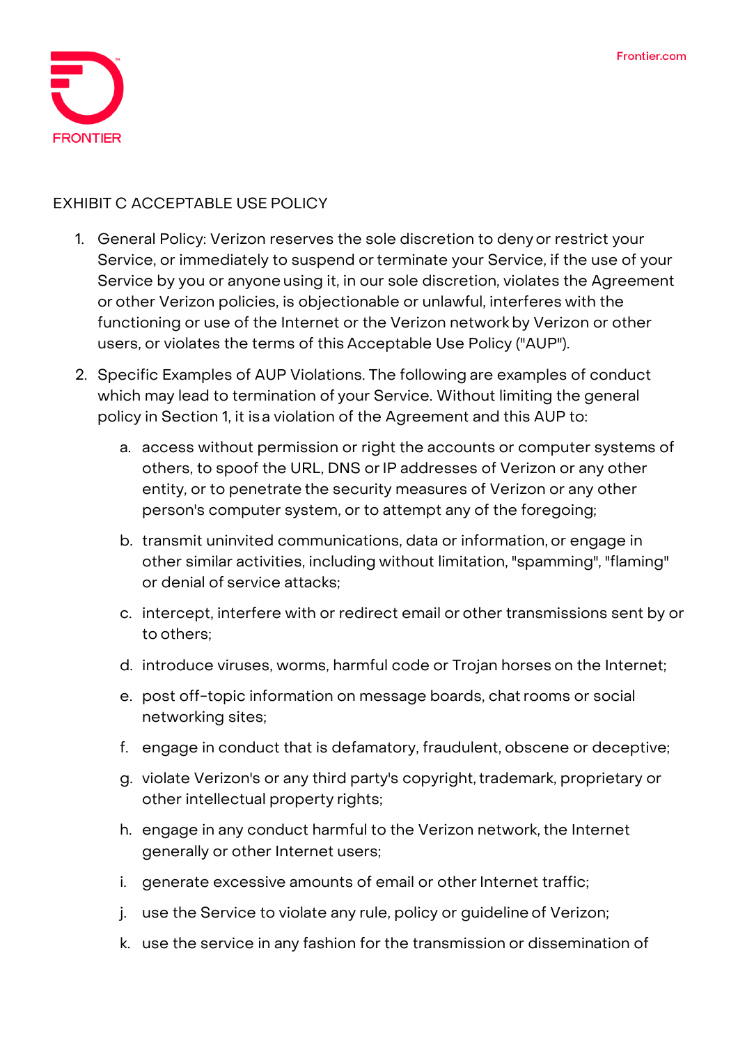EXHIBIT C ACCEPTABLE USE POLICY

1. General Policy: Verizon reserves the sole discretion to deny or restrict your Service, or immediately to suspend or terminate your Service, if the use of your Service by you or anyone using it, in our sole discretion, violates the Agreement or other Verizon policies, is objectionable or unlawful, interferes with the functioning or use of the Internet or the Verizon network by Verizon or other users, or violates the terms of this Acceptable Use Policy ("AUP").

2. Specific Examples of AUP Violations. The following are examples of conduct which may lead to termination of your Service. Without limiting the general policy in Section 1, it is a violation of the Agreement and this AUP to:

   a. access without permission or right the accounts or computer systems of others, to spoof the URL, DNS or IP addresses of Verizon or any other entity, or to penetrate the security measures of Verizon or any other person's computer system, or to attempt any of the foregoing;

   b. transmit uninvited communications, data or information, or engage in other similar activities, including without limitation, "spamming", "flaming" or denial of service attacks;

   c. intercept, interfere with or redirect email or other transmissions sent by or to others;

   d. introduce viruses, worms, harmful code or Trojan horses on the Internet;

   e. post off-topic information on message boards, chat rooms or social networking sites;

   f. engage in conduct that is defamatory, fraudulent, obscene or deceptive;

   g. violate Verizon's or any third party's copyright, trademark, proprietary or other intellectual property rights;

   h. engage in any conduct harmful to the Verizon network, the Internet generally or other Internet users;

   i. generate excessive amounts of email or other Internet traffic;

   j. use the Service to violate any rule, policy or guideline of Verizon;

   k. use the service in any fashion for the transmission or dissemination of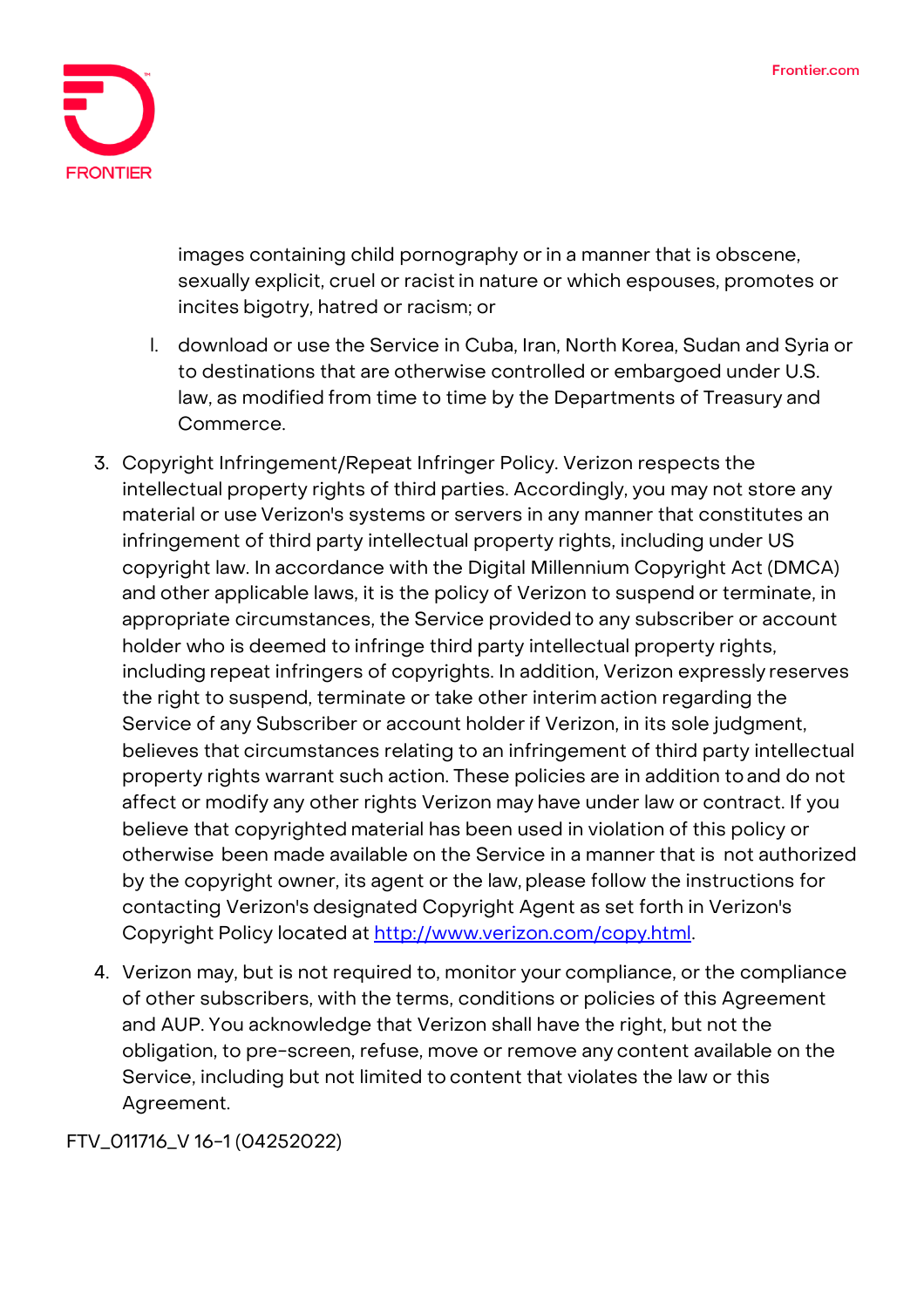images containing child pornography or in a manner that is obscene, sexually explicit, cruel or racist in nature or which espouses, promotes or incites bigotry, hatred or racism; or

l. download or use the Service in Cuba, Iran, North Korea, Sudan and Syria or to destinations that are otherwise controlled or embargoed under U.S. law, as modified from time to time by the Departments of Treasury and Commerce.

3. Copyright Infringement/Repeat Infringer Policy. Verizon respects the intellectual property rights of third parties. Accordingly, you may not store any material or use Verizon's systems or servers in any manner that constitutes an infringement of third party intellectual property rights, including under US copyright law. In accordance with the Digital Millennium Copyright Act (DMCA) and other applicable laws, it is the policy of Verizon to suspend or terminate, in appropriate circumstances, the Service provided to any subscriber or account holder who is deemed to infringe third party intellectual property rights, including repeat infringers of copyrights. In addition, Verizon expressly reserves the right to suspend, terminate or take other interim action regarding the Service of any Subscriber or account holder if Verizon, in its sole judgment, believes that circumstances relating to an infringement of third party intellectual property rights warrant such action. These policies are in addition to and do not affect or modify any other rights Verizon may have under law or contract. If you believe that copyrighted material has been used in violation of this policy or otherwise been made available on the Service in a manner that is not authorized by the copyright owner, its agent or the law, please follow the instructions for contacting Verizon's designated Copyright Agent as set forth in Verizon's Copyright Policy located at [http://www.verizon.com/copy.html](http://www.verizon.com/copy.html).

4. Verizon may, but is not required to, monitor your compliance, or the compliance of other subscribers, with the terms, conditions or policies of this Agreement and AUP. You acknowledge that Verizon shall have the right, but not the obligation, to pre-screen, refuse, move or remove any content available on the Service, including but not limited to content that violates the law or this Agreement.

FTV_011716_V 16-1 (04252022)